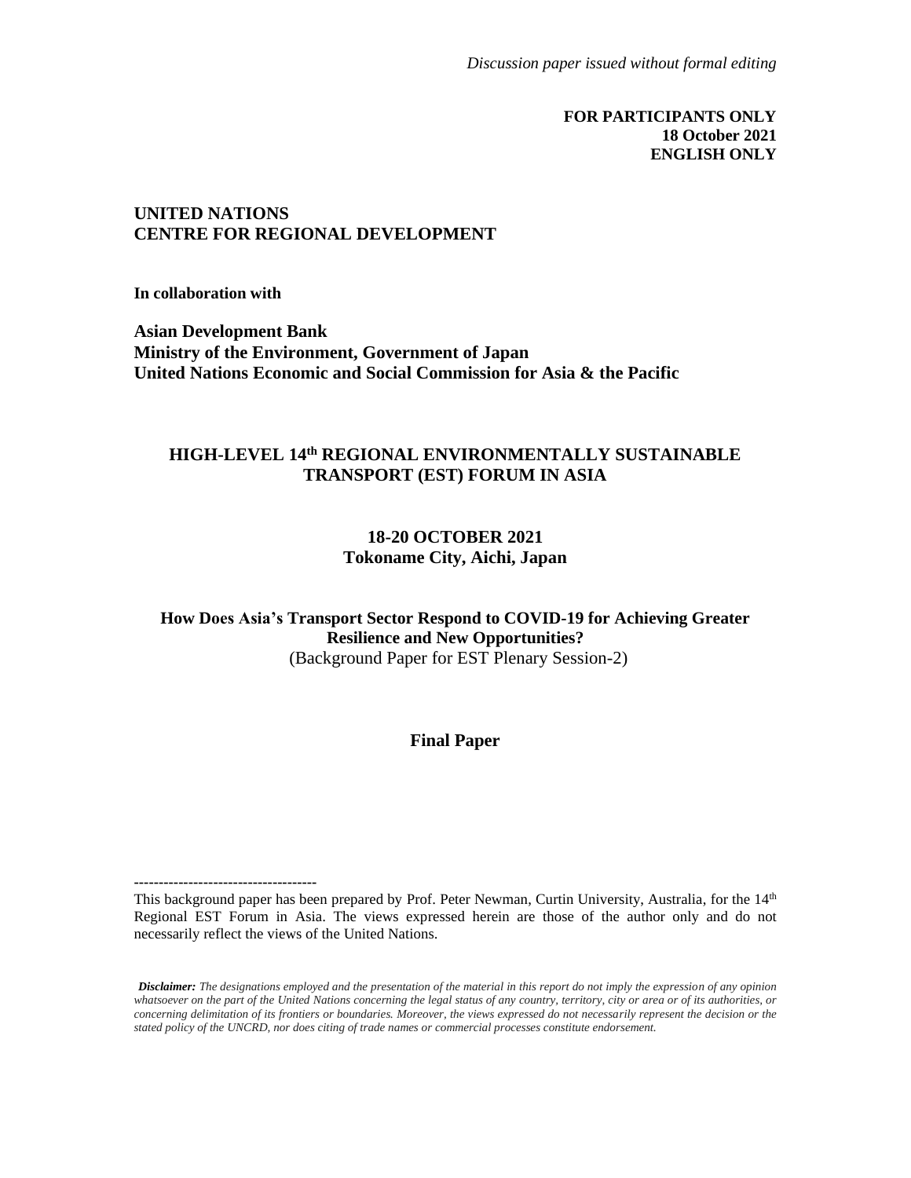*Discussion paper issued without formal editing*

**FOR PARTICIPANTS ONLY**
**18 October 2021**
**ENGLISH ONLY**

**UNITED NATIONS**
**CENTRE FOR REGIONAL DEVELOPMENT**

**In collaboration with**

**Asian Development Bank**
**Ministry of the Environment, Government of Japan**
**United Nations Economic and Social Commission for Asia & the Pacific**

# HIGH-LEVEL 14th REGIONAL ENVIRONMENTALLY SUSTAINABLE TRANSPORT (EST) FORUM IN ASIA

**18-20 OCTOBER 2021**
**Tokoname City, Aichi, Japan**

## How Does Asia's Transport Sector Respond to COVID-19 for Achieving Greater Resilience and New Opportunities?

(Background Paper for EST Plenary Session-2)

**Final Paper**

-------------------------------------

This background paper has been prepared by Prof. Peter Newman, Curtin University, Australia, for the 14th Regional EST Forum in Asia. The views expressed herein are those of the author only and do not necessarily reflect the views of the United Nations.

***Disclaimer:*** *The designations employed and the presentation of the material in this report do not imply the expression of any opinion whatsoever on the part of the United Nations concerning the legal status of any country, territory, city or area or of its authorities, or concerning delimitation of its frontiers or boundaries. Moreover, the views expressed do not necessarily represent the decision or the stated policy of the UNCRD, nor does citing of trade names or commercial processes constitute endorsement.*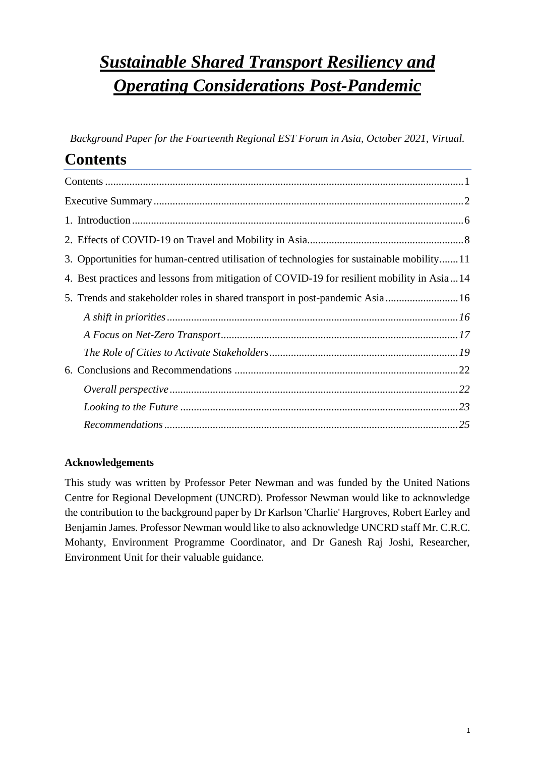# *Sustainable Shared Transport Resiliency and Operating Considerations Post-Pandemic*

*Background Paper for the Fourteenth Regional EST Forum in Asia, October 2021, Virtual.*

## Contents

Contents ..... 1

Executive Summary ..... 2

1. Introduction ..... 6
2. Effects of COVID-19 on Travel and Mobility in Asia ..... 8
3. Opportunities for human-centred utilisation of technologies for sustainable mobility ..... 11
4. Best practices and lessons from mitigation of COVID-19 for resilient mobility in Asia ..... 14
5. Trends and stakeholder roles in shared transport in post-pandemic Asia ..... 16
   - *A shift in priorities* ..... *16*
   - *A Focus on Net-Zero Transport* ..... *17*
   - *The Role of Cities to Activate Stakeholders* ..... *19*
6. Conclusions and Recommendations ..... 22
   - *Overall perspective* ..... *22*
   - *Looking to the Future* ..... *23*
   - *Recommendations* ..... *25*

**Acknowledgements**

This study was written by Professor Peter Newman and was funded by the United Nations Centre for Regional Development (UNCRD). Professor Newman would like to acknowledge the contribution to the background paper by Dr Karlson 'Charlie' Hargroves, Robert Earley and Benjamin James. Professor Newman would like to also acknowledge UNCRD staff Mr. C.R.C. Mohanty, Environment Programme Coordinator, and Dr Ganesh Raj Joshi, Researcher, Environment Unit for their valuable guidance.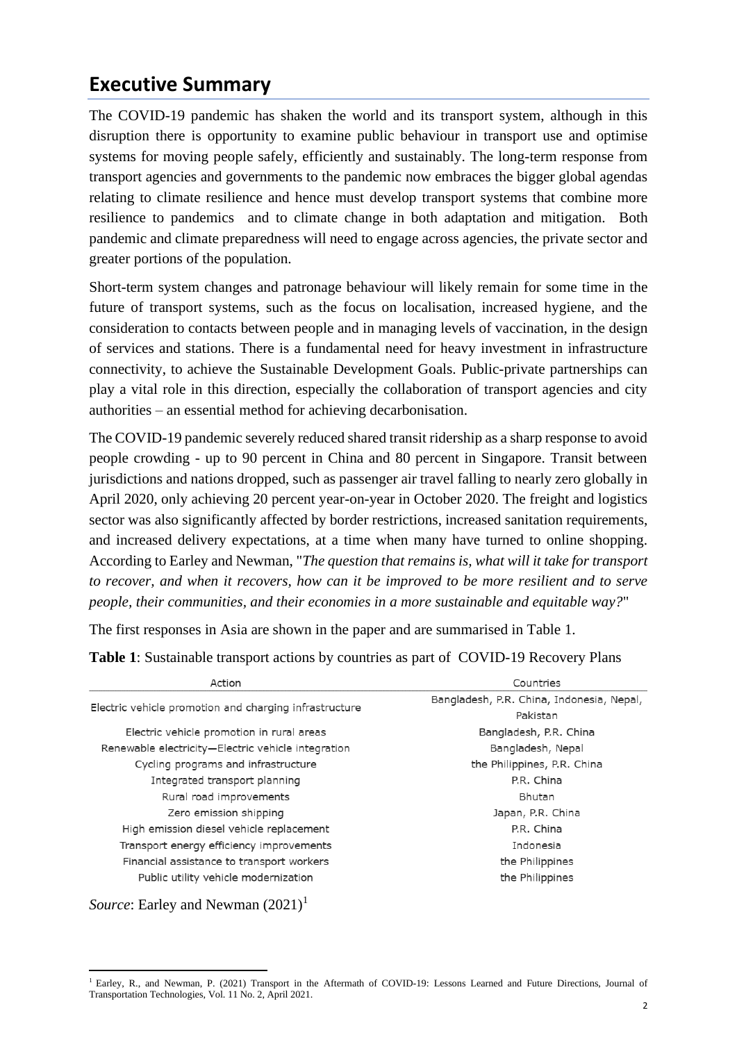## Executive Summary

The COVID-19 pandemic has shaken the world and its transport system, although in this disruption there is opportunity to examine public behaviour in transport use and optimise systems for moving people safely, efficiently and sustainably. The long-term response from transport agencies and governments to the pandemic now embraces the bigger global agendas relating to climate resilience and hence must develop transport systems that combine more resilience to pandemics and to climate change in both adaptation and mitigation. Both pandemic and climate preparedness will need to engage across agencies, the private sector and greater portions of the population.

Short-term system changes and patronage behaviour will likely remain for some time in the future of transport systems, such as the focus on localisation, increased hygiene, and the consideration to contacts between people and in managing levels of vaccination, in the design of services and stations. There is a fundamental need for heavy investment in infrastructure connectivity, to achieve the Sustainable Development Goals. Public-private partnerships can play a vital role in this direction, especially the collaboration of transport agencies and city authorities – an essential method for achieving decarbonisation.

The COVID-19 pandemic severely reduced shared transit ridership as a sharp response to avoid people crowding - up to 90 percent in China and 80 percent in Singapore. Transit between jurisdictions and nations dropped, such as passenger air travel falling to nearly zero globally in April 2020, only achieving 20 percent year-on-year in October 2020. The freight and logistics sector was also significantly affected by border restrictions, increased sanitation requirements, and increased delivery expectations, at a time when many have turned to online shopping. According to Earley and Newman, "*The question that remains is, what will it take for transport to recover, and when it recovers, how can it be improved to be more resilient and to serve people, their communities, and their economies in a more sustainable and equitable way?*"

The first responses in Asia are shown in the paper and are summarised in Table 1.

**Table 1**: Sustainable transport actions by countries as part of COVID-19 Recovery Plans

| Action | Countries |
|---|---|
| Electric vehicle promotion and charging infrastructure | Bangladesh, P.R. China, Indonesia, Nepal, Pakistan |
| Electric vehicle promotion in rural areas | Bangladesh, P.R. China |
| Renewable electricity—Electric vehicle integration | Bangladesh, Nepal |
| Cycling programs and infrastructure | the Philippines, P.R. China |
| Integrated transport planning | P.R. China |
| Rural road improvements | Bhutan |
| Zero emission shipping | Japan, P.R. China |
| High emission diesel vehicle replacement | P.R. China |
| Transport energy efficiency improvements | Indonesia |
| Financial assistance to transport workers | the Philippines |
| Public utility vehicle modernization | the Philippines |

*Source*: Earley and Newman (2021)[1]

[1] Earley, R., and Newman, P. (2021) Transport in the Aftermath of COVID-19: Lessons Learned and Future Directions, Journal of Transportation Technologies, Vol. 11 No. 2, April 2021.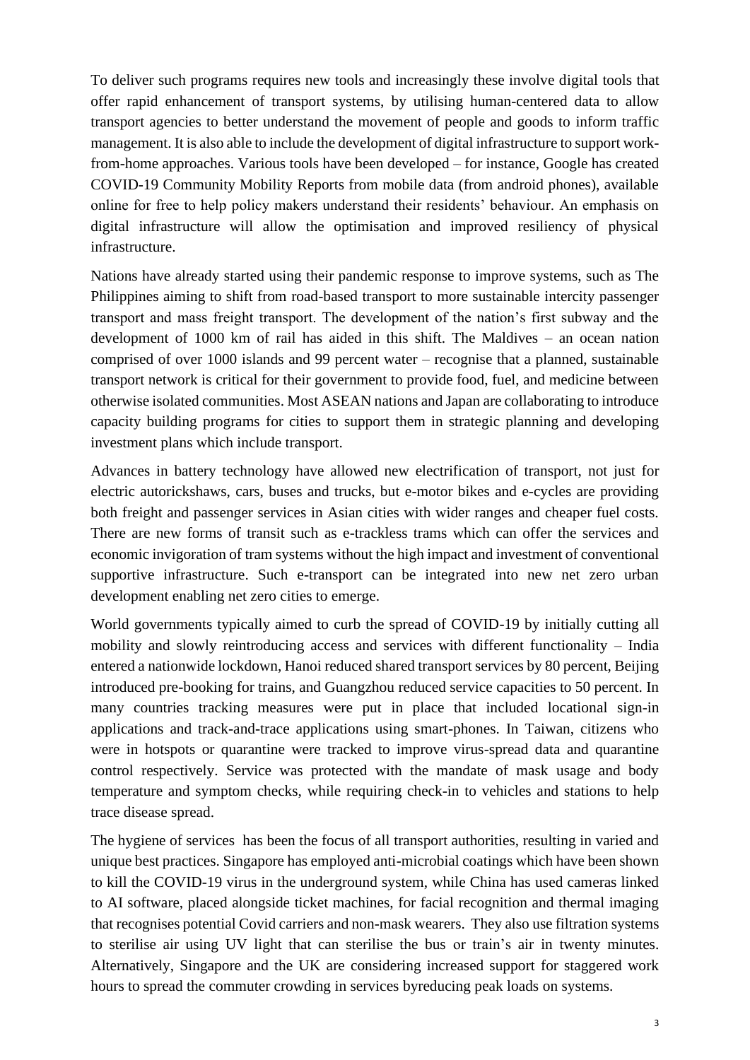To deliver such programs requires new tools and increasingly these involve digital tools that offer rapid enhancement of transport systems, by utilising human-centered data to allow transport agencies to better understand the movement of people and goods to inform traffic management. It is also able to include the development of digital infrastructure to support work-from-home approaches. Various tools have been developed – for instance, Google has created COVID-19 Community Mobility Reports from mobile data (from android phones), available online for free to help policy makers understand their residents' behaviour. An emphasis on digital infrastructure will allow the optimisation and improved resiliency of physical infrastructure.

Nations have already started using their pandemic response to improve systems, such as The Philippines aiming to shift from road-based transport to more sustainable intercity passenger transport and mass freight transport. The development of the nation's first subway and the development of 1000 km of rail has aided in this shift. The Maldives – an ocean nation comprised of over 1000 islands and 99 percent water – recognise that a planned, sustainable transport network is critical for their government to provide food, fuel, and medicine between otherwise isolated communities. Most ASEAN nations and Japan are collaborating to introduce capacity building programs for cities to support them in strategic planning and developing investment plans which include transport.

Advances in battery technology have allowed new electrification of transport, not just for electric autorickshaws, cars, buses and trucks, but e-motor bikes and e-cycles are providing both freight and passenger services in Asian cities with wider ranges and cheaper fuel costs. There are new forms of transit such as e-trackless trams which can offer the services and economic invigoration of tram systems without the high impact and investment of conventional supportive infrastructure. Such e-transport can be integrated into new net zero urban development enabling net zero cities to emerge.

World governments typically aimed to curb the spread of COVID-19 by initially cutting all mobility and slowly reintroducing access and services with different functionality – India entered a nationwide lockdown, Hanoi reduced shared transport services by 80 percent, Beijing introduced pre-booking for trains, and Guangzhou reduced service capacities to 50 percent. In many countries tracking measures were put in place that included locational sign-in applications and track-and-trace applications using smart-phones. In Taiwan, citizens who were in hotspots or quarantine were tracked to improve virus-spread data and quarantine control respectively. Service was protected with the mandate of mask usage and body temperature and symptom checks, while requiring check-in to vehicles and stations to help trace disease spread.

The hygiene of services has been the focus of all transport authorities, resulting in varied and unique best practices. Singapore has employed anti-microbial coatings which have been shown to kill the COVID-19 virus in the underground system, while China has used cameras linked to AI software, placed alongside ticket machines, for facial recognition and thermal imaging that recognises potential Covid carriers and non-mask wearers. They also use filtration systems to sterilise air using UV light that can sterilise the bus or train's air in twenty minutes. Alternatively, Singapore and the UK are considering increased support for staggered work hours to spread the commuter crowding in services byreducing peak loads on systems.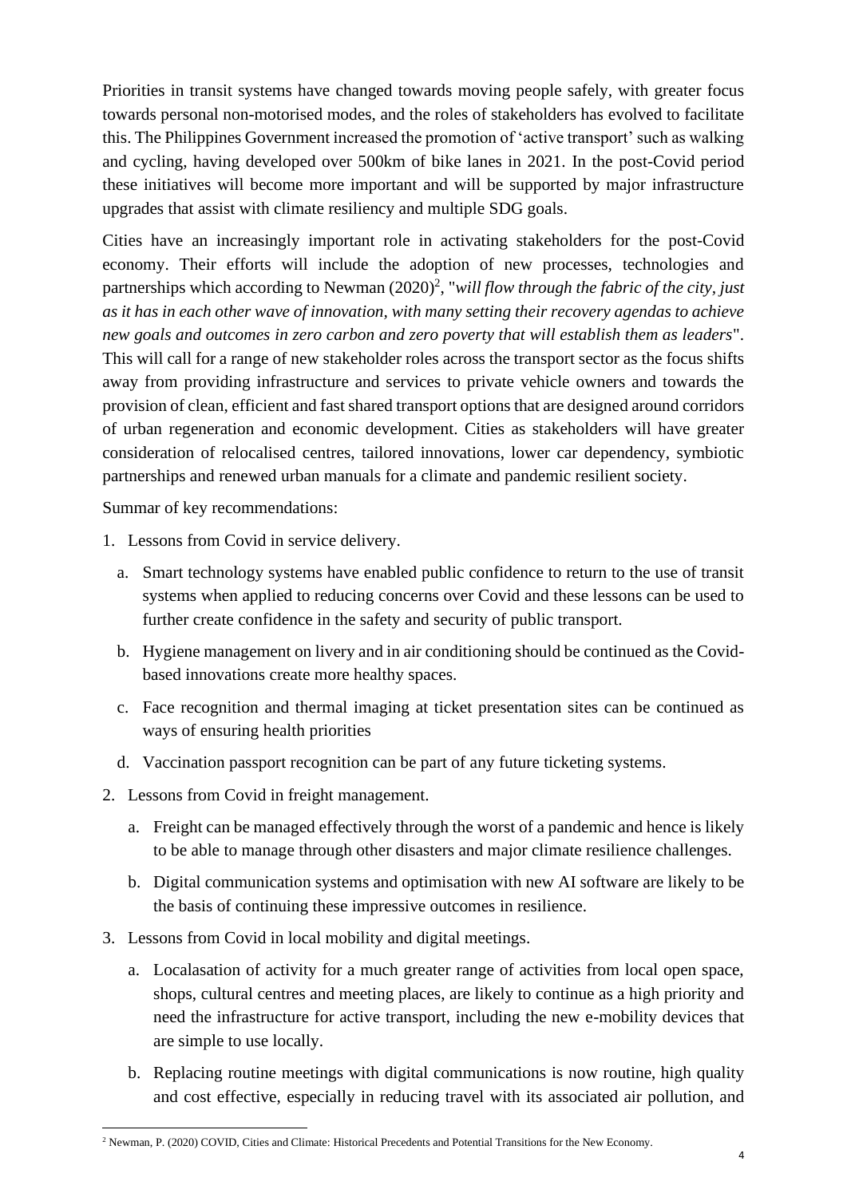Priorities in transit systems have changed towards moving people safely, with greater focus towards personal non-motorised modes, and the roles of stakeholders has evolved to facilitate this. The Philippines Government increased the promotion of 'active transport' such as walking and cycling, having developed over 500km of bike lanes in 2021. In the post-Covid period these initiatives will become more important and will be supported by major infrastructure upgrades that assist with climate resiliency and multiple SDG goals.

Cities have an increasingly important role in activating stakeholders for the post-Covid economy. Their efforts will include the adoption of new processes, technologies and partnerships which according to Newman (2020)[2], "*will flow through the fabric of the city, just as it has in each other wave of innovation, with many setting their recovery agendas to achieve new goals and outcomes in zero carbon and zero poverty that will establish them as leaders*". This will call for a range of new stakeholder roles across the transport sector as the focus shifts away from providing infrastructure and services to private vehicle owners and towards the provision of clean, efficient and fast shared transport options that are designed around corridors of urban regeneration and economic development. Cities as stakeholders will have greater consideration of relocalised centres, tailored innovations, lower car dependency, symbiotic partnerships and renewed urban manuals for a climate and pandemic resilient society.

Summar of key recommendations:

1. Lessons from Covid in service delivery.
   a. Smart technology systems have enabled public confidence to return to the use of transit systems when applied to reducing concerns over Covid and these lessons can be used to further create confidence in the safety and security of public transport.
   b. Hygiene management on livery and in air conditioning should be continued as the Covid-based innovations create more healthy spaces.
   c. Face recognition and thermal imaging at ticket presentation sites can be continued as ways of ensuring health priorities
   d. Vaccination passport recognition can be part of any future ticketing systems.
2. Lessons from Covid in freight management.
   a. Freight can be managed effectively through the worst of a pandemic and hence is likely to be able to manage through other disasters and major climate resilience challenges.
   b. Digital communication systems and optimisation with new AI software are likely to be the basis of continuing these impressive outcomes in resilience.
3. Lessons from Covid in local mobility and digital meetings.
   a. Localasation of activity for a much greater range of activities from local open space, shops, cultural centres and meeting places, are likely to continue as a high priority and need the infrastructure for active transport, including the new e-mobility devices that are simple to use locally.
   b. Replacing routine meetings with digital communications is now routine, high quality and cost effective, especially in reducing travel with its associated air pollution, and

[2] Newman, P. (2020) COVID, Cities and Climate: Historical Precedents and Potential Transitions for the New Economy.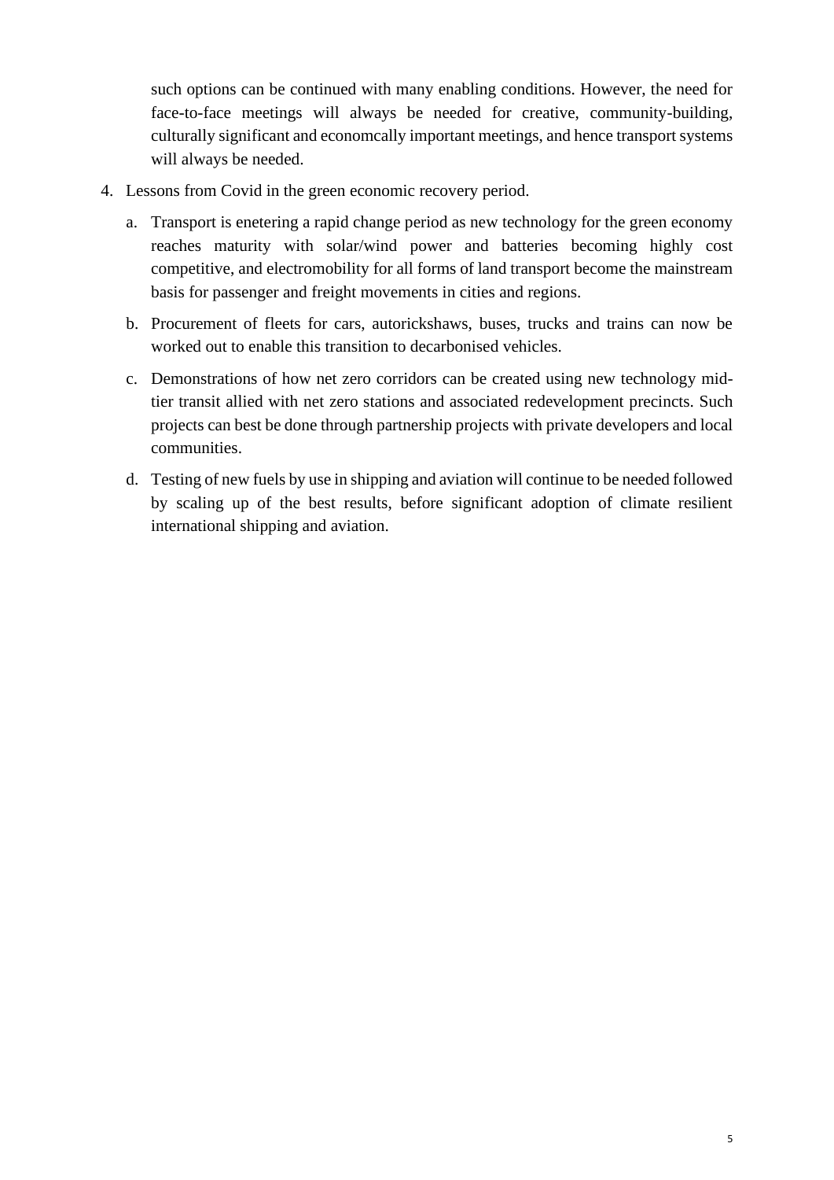such options can be continued with many enabling conditions. However, the need for face-to-face meetings will always be needed for creative, community-building, culturally significant and economcally important meetings, and hence transport systems will always be needed.

4. Lessons from Covid in the green economic recovery period.
   a. Transport is enetering a rapid change period as new technology for the green economy reaches maturity with solar/wind power and batteries becoming highly cost competitive, and electromobility for all forms of land transport become the mainstream basis for passenger and freight movements in cities and regions.
   b. Procurement of fleets for cars, autorickshaws, buses, trucks and trains can now be worked out to enable this transition to decarbonised vehicles.
   c. Demonstrations of how net zero corridors can be created using new technology mid-tier transit allied with net zero stations and associated redevelopment precincts. Such projects can best be done through partnership projects with private developers and local communities.
   d. Testing of new fuels by use in shipping and aviation will continue to be needed followed by scaling up of the best results, before significant adoption of climate resilient international shipping and aviation.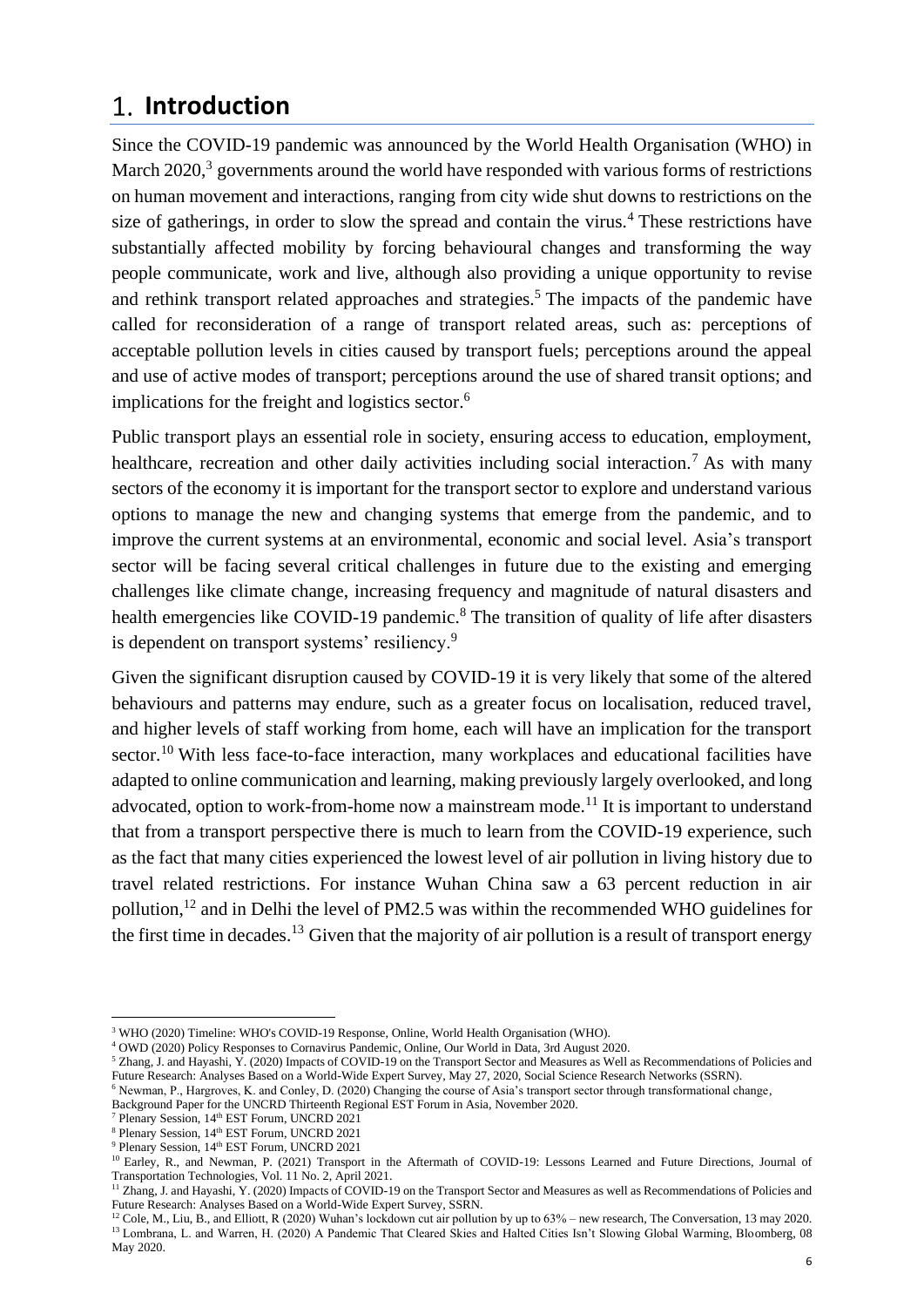# 1. Introduction

Since the COVID-19 pandemic was announced by the World Health Organisation (WHO) in March 2020,[3] governments around the world have responded with various forms of restrictions on human movement and interactions, ranging from city wide shut downs to restrictions on the size of gatherings, in order to slow the spread and contain the virus.[4] These restrictions have substantially affected mobility by forcing behavioural changes and transforming the way people communicate, work and live, although also providing a unique opportunity to revise and rethink transport related approaches and strategies.[5] The impacts of the pandemic have called for reconsideration of a range of transport related areas, such as: perceptions of acceptable pollution levels in cities caused by transport fuels; perceptions around the appeal and use of active modes of transport; perceptions around the use of shared transit options; and implications for the freight and logistics sector.[6]

Public transport plays an essential role in society, ensuring access to education, employment, healthcare, recreation and other daily activities including social interaction.[7] As with many sectors of the economy it is important for the transport sector to explore and understand various options to manage the new and changing systems that emerge from the pandemic, and to improve the current systems at an environmental, economic and social level. Asia's transport sector will be facing several critical challenges in future due to the existing and emerging challenges like climate change, increasing frequency and magnitude of natural disasters and health emergencies like COVID-19 pandemic.[8] The transition of quality of life after disasters is dependent on transport systems' resiliency.[9]

Given the significant disruption caused by COVID-19 it is very likely that some of the altered behaviours and patterns may endure, such as a greater focus on localisation, reduced travel, and higher levels of staff working from home, each will have an implication for the transport sector.[10] With less face-to-face interaction, many workplaces and educational facilities have adapted to online communication and learning, making previously largely overlooked, and long advocated, option to work-from-home now a mainstream mode.[11] It is important to understand that from a transport perspective there is much to learn from the COVID-19 experience, such as the fact that many cities experienced the lowest level of air pollution in living history due to travel related restrictions. For instance Wuhan China saw a 63 percent reduction in air pollution,[12] and in Delhi the level of PM2.5 was within the recommended WHO guidelines for the first time in decades.[13] Given that the majority of air pollution is a result of transport energy

---

[3] WHO (2020) Timeline: WHO's COVID-19 Response, Online, World Health Organisation (WHO).

[4] OWD (2020) Policy Responses to Cornavirus Pandemic, Online, Our World in Data, 3rd August 2020.

[5] Zhang, J. and Hayashi, Y. (2020) Impacts of COVID-19 on the Transport Sector and Measures as Well as Recommendations of Policies and Future Research: Analyses Based on a World-Wide Expert Survey, May 27, 2020, Social Science Research Networks (SSRN).

[6] Newman, P., Hargroves, K. and Conley, D. (2020) Changing the course of Asia's transport sector through transformational change, Background Paper for the UNCRD Thirteenth Regional EST Forum in Asia, November 2020.

[7] Plenary Session, 14th EST Forum, UNCRD 2021

[8] Plenary Session, 14th EST Forum, UNCRD 2021

[9] Plenary Session, 14th EST Forum, UNCRD 2021

[10] Earley, R., and Newman, P. (2021) Transport in the Aftermath of COVID-19: Lessons Learned and Future Directions, Journal of Transportation Technologies, Vol. 11 No. 2, April 2021.

[11] Zhang, J. and Hayashi, Y. (2020) Impacts of COVID-19 on the Transport Sector and Measures as well as Recommendations of Policies and Future Research: Analyses Based on a World-Wide Expert Survey, SSRN.

[12] Cole, M., Liu, B., and Elliott, R (2020) Wuhan's lockdown cut air pollution by up to 63% – new research, The Conversation, 13 may 2020.

[13] Lombrana, L. and Warren, H. (2020) A Pandemic That Cleared Skies and Halted Cities Isn't Slowing Global Warming, Bloomberg, 08 May 2020.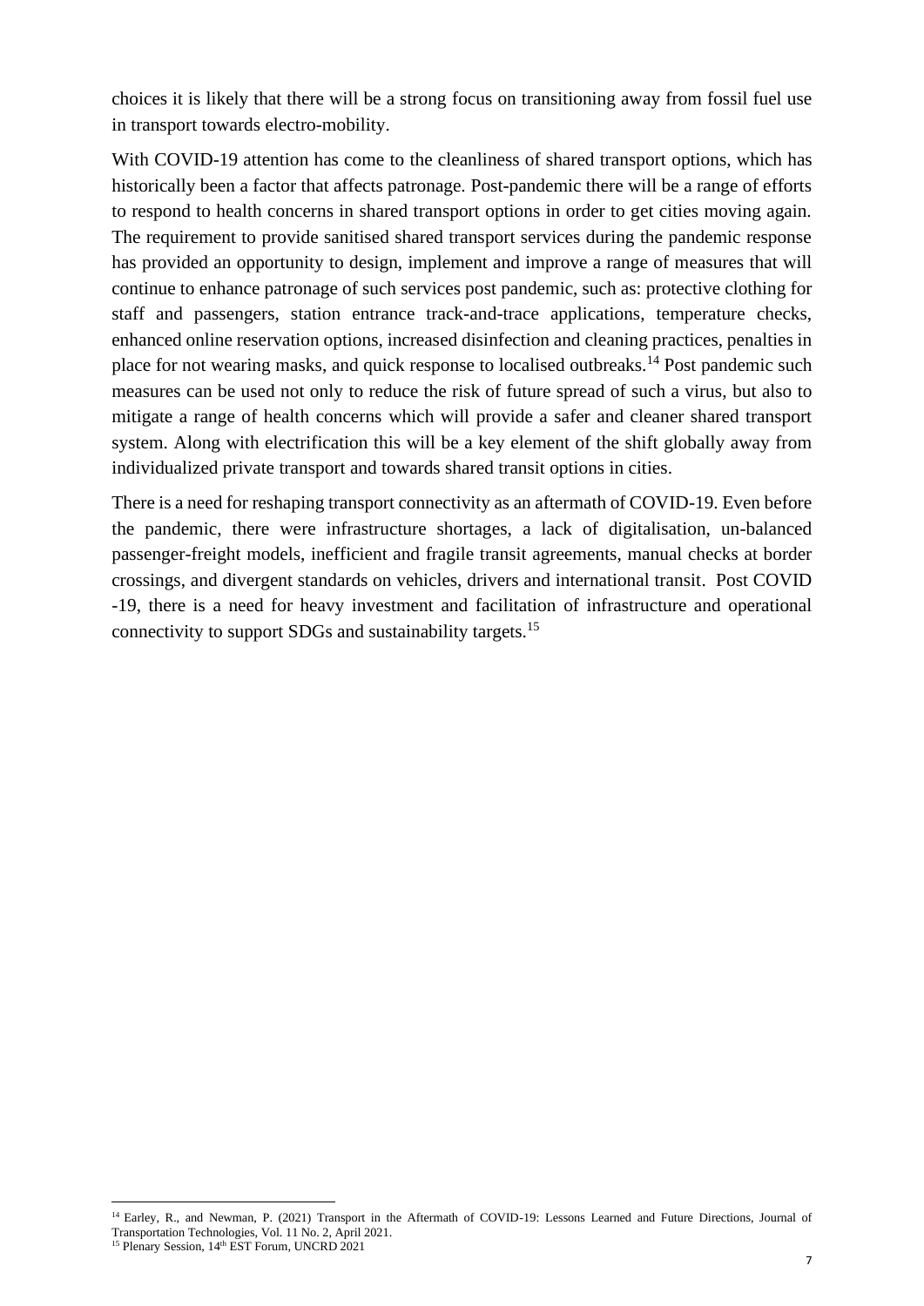choices it is likely that there will be a strong focus on transitioning away from fossil fuel use in transport towards electro-mobility.

With COVID-19 attention has come to the cleanliness of shared transport options, which has historically been a factor that affects patronage. Post-pandemic there will be a range of efforts to respond to health concerns in shared transport options in order to get cities moving again. The requirement to provide sanitised shared transport services during the pandemic response has provided an opportunity to design, implement and improve a range of measures that will continue to enhance patronage of such services post pandemic, such as: protective clothing for staff and passengers, station entrance track-and-trace applications, temperature checks, enhanced online reservation options, increased disinfection and cleaning practices, penalties in place for not wearing masks, and quick response to localised outbreaks.[14] Post pandemic such measures can be used not only to reduce the risk of future spread of such a virus, but also to mitigate a range of health concerns which will provide a safer and cleaner shared transport system. Along with electrification this will be a key element of the shift globally away from individualized private transport and towards shared transit options in cities.

There is a need for reshaping transport connectivity as an aftermath of COVID-19. Even before the pandemic, there were infrastructure shortages, a lack of digitalisation, un-balanced passenger-freight models, inefficient and fragile transit agreements, manual checks at border crossings, and divergent standards on vehicles, drivers and international transit. Post COVID -19, there is a need for heavy investment and facilitation of infrastructure and operational connectivity to support SDGs and sustainability targets.[15]

---

[14] Earley, R., and Newman, P. (2021) Transport in the Aftermath of COVID-19: Lessons Learned and Future Directions, Journal of Transportation Technologies, Vol. 11 No. 2, April 2021.

[15] Plenary Session, 14th EST Forum, UNCRD 2021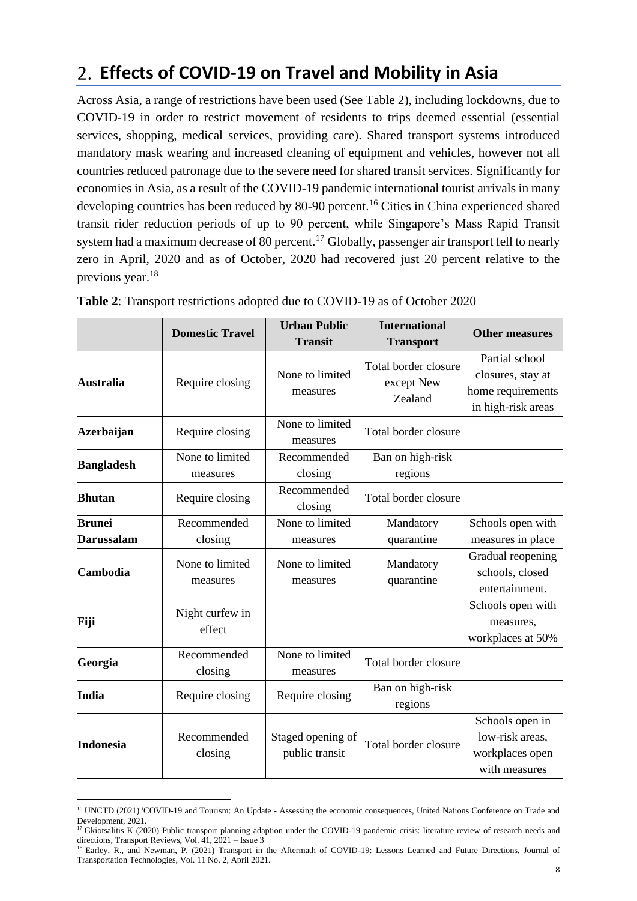## 2. Effects of COVID-19 on Travel and Mobility in Asia

Across Asia, a range of restrictions have been used (See Table 2), including lockdowns, due to COVID-19 in order to restrict movement of residents to trips deemed essential (essential services, shopping, medical services, providing care). Shared transport systems introduced mandatory mask wearing and increased cleaning of equipment and vehicles, however not all countries reduced patronage due to the severe need for shared transit services. Significantly for economies in Asia, as a result of the COVID-19 pandemic international tourist arrivals in many developing countries has been reduced by 80-90 percent.[16] Cities in China experienced shared transit rider reduction periods of up to 90 percent, while Singapore's Mass Rapid Transit system had a maximum decrease of 80 percent.[17] Globally, passenger air transport fell to nearly zero in April, 2020 and as of October, 2020 had recovered just 20 percent relative to the previous year.[18]

**Table 2**: Transport restrictions adopted due to COVID-19 as of October 2020

| | Domestic Travel | Urban Public Transit | International Transport | Other measures |
|---|---|---|---|---|
| **Australia** | Require closing | None to limited measures | Total border closure except New Zealand | Partial school closures, stay at home requirements in high-risk areas |
| **Azerbaijan** | Require closing | None to limited measures | Total border closure | |
| **Bangladesh** | None to limited measures | Recommended closing | Ban on high-risk regions | |
| **Bhutan** | Require closing | Recommended closing | Total border closure | |
| **Brunei Darussalam** | Recommended closing | None to limited measures | Mandatory quarantine | Schools open with measures in place |
| **Cambodia** | None to limited measures | None to limited measures | Mandatory quarantine | Gradual reopening schools, closed entertainment. |
| **Fiji** | Night curfew in effect | | | Schools open with measures, workplaces at 50% |
| **Georgia** | Recommended closing | None to limited measures | Total border closure | |
| **India** | Require closing | Require closing | Ban on high-risk regions | |
| **Indonesia** | Recommended closing | Staged opening of public transit | Total border closure | Schools open in low-risk areas, workplaces open with measures |

[16] UNCTD (2021) 'COVID-19 and Tourism: An Update - Assessing the economic consequences, United Nations Conference on Trade and Development, 2021.

[17] Gkiotsalitis K (2020) Public transport planning adaption under the COVID-19 pandemic crisis: literature review of research needs and directions, Transport Reviews, Vol. 41, 2021 – Issue 3

[18] Earley, R., and Newman, P. (2021) Transport in the Aftermath of COVID-19: Lessons Learned and Future Directions, Journal of Transportation Technologies, Vol. 11 No. 2, April 2021.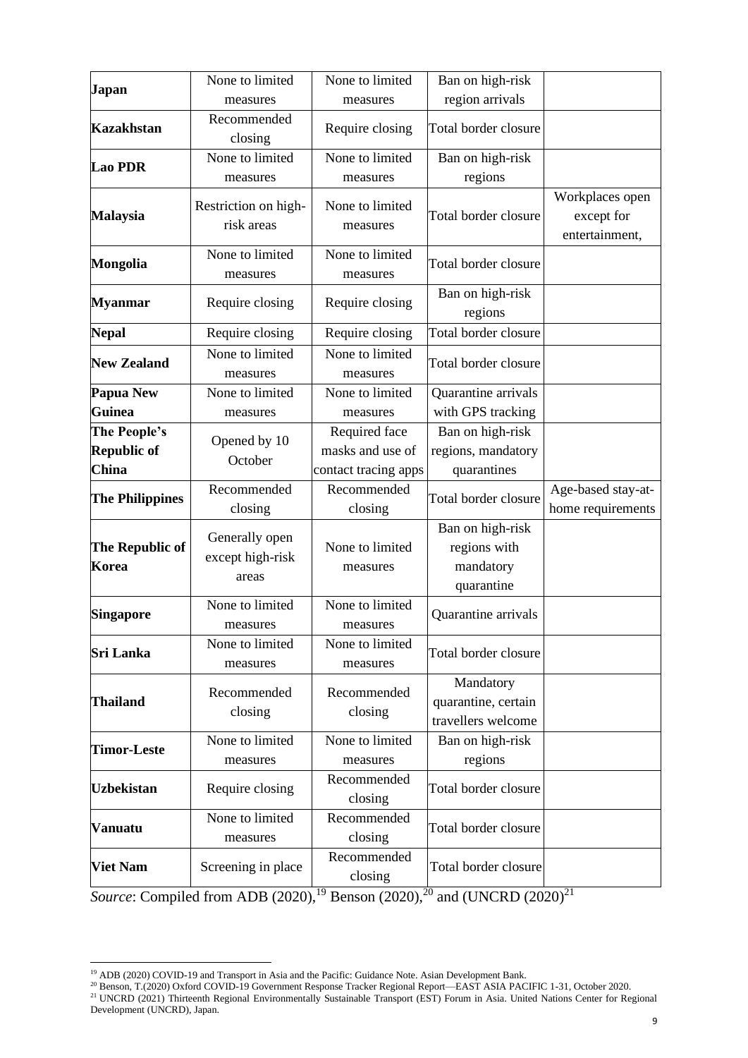| **Japan** | None to limited measures | None to limited measures | Ban on high-risk region arrivals | |
|---|---|---|---|---|
| **Kazakhstan** | Recommended closing | Require closing | Total border closure | |
| **Lao PDR** | None to limited measures | None to limited measures | Ban on high-risk regions | |
| **Malaysia** | Restriction on high-risk areas | None to limited measures | Total border closure | Workplaces open except for entertainment, |
| **Mongolia** | None to limited measures | None to limited measures | Total border closure | |
| **Myanmar** | Require closing | Require closing | Ban on high-risk regions | |
| **Nepal** | Require closing | Require closing | Total border closure | |
| **New Zealand** | None to limited measures | None to limited measures | Total border closure | |
| **Papua New Guinea** | None to limited measures | None to limited measures | Quarantine arrivals with GPS tracking | |
| **The People's Republic of China** | Opened by 10 October | Required face masks and use of contact tracing apps | Ban on high-risk regions, mandatory quarantines | |
| **The Philippines** | Recommended closing | Recommended closing | Total border closure | Age-based stay-at-home requirements |
| **The Republic of Korea** | Generally open except high-risk areas | None to limited measures | Ban on high-risk regions with mandatory quarantine | |
| **Singapore** | None to limited measures | None to limited measures | Quarantine arrivals | |
| **Sri Lanka** | None to limited measures | None to limited measures | Total border closure | |
| **Thailand** | Recommended closing | Recommended closing | Mandatory quarantine, certain travellers welcome | |
| **Timor-Leste** | None to limited measures | None to limited measures | Ban on high-risk regions | |
| **Uzbekistan** | Require closing | Recommended closing | Total border closure | |
| **Vanuatu** | None to limited measures | Recommended closing | Total border closure | |
| **Viet Nam** | Screening in place | Recommended closing | Total border closure | |

*Source*: Compiled from ADB (2020),[19] Benson (2020),[20] and (UNCRD (2020)[21]

[19] ADB (2020) COVID-19 and Transport in Asia and the Pacific: Guidance Note. Asian Development Bank.

[20] Benson, T.(2020) Oxford COVID-19 Government Response Tracker Regional Report—EAST ASIA PACIFIC 1-31, October 2020.

[21] UNCRD (2021) Thirteenth Regional Environmentally Sustainable Transport (EST) Forum in Asia. United Nations Center for Regional Development (UNCRD), Japan.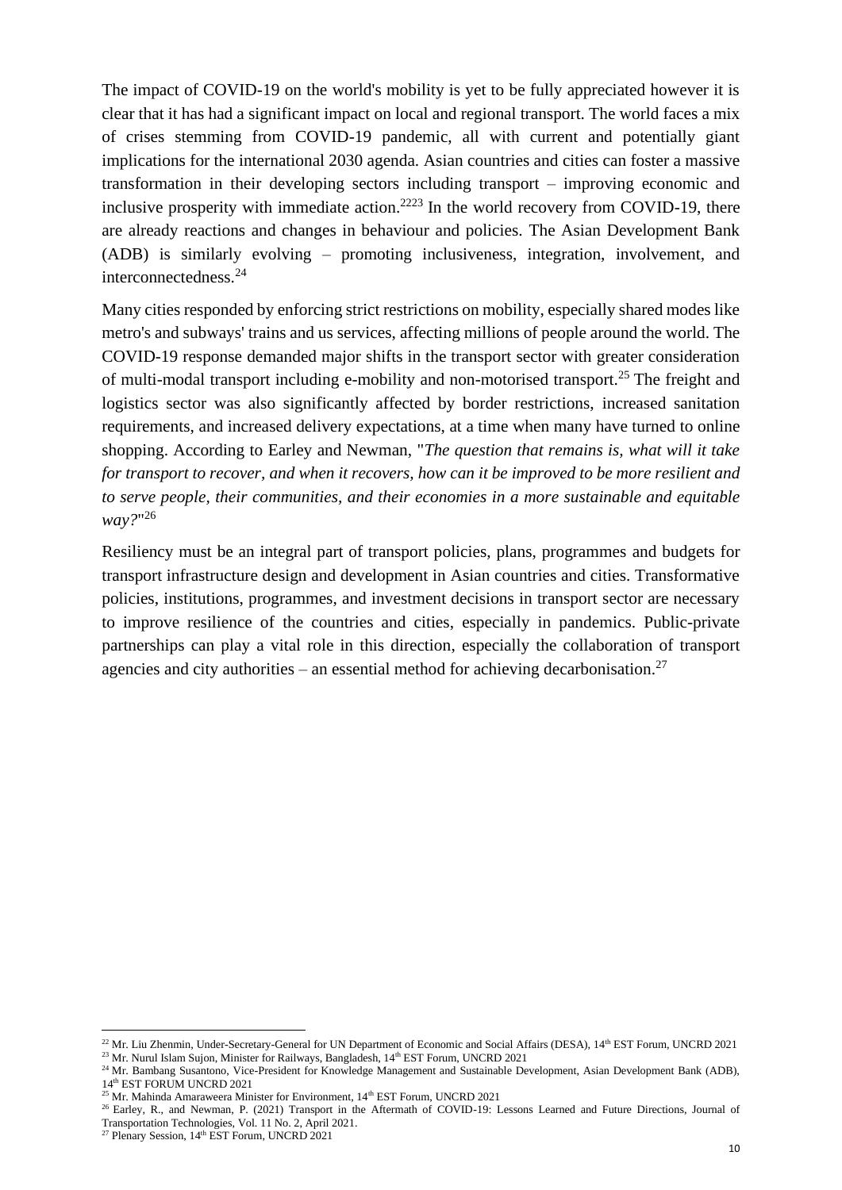The impact of COVID-19 on the world's mobility is yet to be fully appreciated however it is clear that it has had a significant impact on local and regional transport. The world faces a mix of crises stemming from COVID-19 pandemic, all with current and potentially giant implications for the international 2030 agenda. Asian countries and cities can foster a massive transformation in their developing sectors including transport – improving economic and inclusive prosperity with immediate action.[22][23] In the world recovery from COVID-19, there are already reactions and changes in behaviour and policies. The Asian Development Bank (ADB) is similarly evolving – promoting inclusiveness, integration, involvement, and interconnectedness.[24]

Many cities responded by enforcing strict restrictions on mobility, especially shared modes like metro's and subways' trains and us services, affecting millions of people around the world. The COVID-19 response demanded major shifts in the transport sector with greater consideration of multi-modal transport including e-mobility and non-motorised transport.[25] The freight and logistics sector was also significantly affected by border restrictions, increased sanitation requirements, and increased delivery expectations, at a time when many have turned to online shopping. According to Earley and Newman, "*The question that remains is, what will it take for transport to recover, and when it recovers, how can it be improved to be more resilient and to serve people, their communities, and their economies in a more sustainable and equitable way?*"[26]

Resiliency must be an integral part of transport policies, plans, programmes and budgets for transport infrastructure design and development in Asian countries and cities. Transformative policies, institutions, programmes, and investment decisions in transport sector are necessary to improve resilience of the countries and cities, especially in pandemics. Public-private partnerships can play a vital role in this direction, especially the collaboration of transport agencies and city authorities – an essential method for achieving decarbonisation.[27]

---

[22] Mr. Liu Zhenmin, Under-Secretary-General for UN Department of Economic and Social Affairs (DESA), 14th EST Forum, UNCRD 2021

[23] Mr. Nurul Islam Sujon, Minister for Railways, Bangladesh, 14th EST Forum, UNCRD 2021

[24] Mr. Bambang Susantono, Vice-President for Knowledge Management and Sustainable Development, Asian Development Bank (ADB), 14th EST FORUM UNCRD 2021

[25] Mr. Mahinda Amaraweera Minister for Environment, 14th EST Forum, UNCRD 2021

[26] Earley, R., and Newman, P. (2021) Transport in the Aftermath of COVID-19: Lessons Learned and Future Directions, Journal of Transportation Technologies, Vol. 11 No. 2, April 2021.

[27] Plenary Session, 14th EST Forum, UNCRD 2021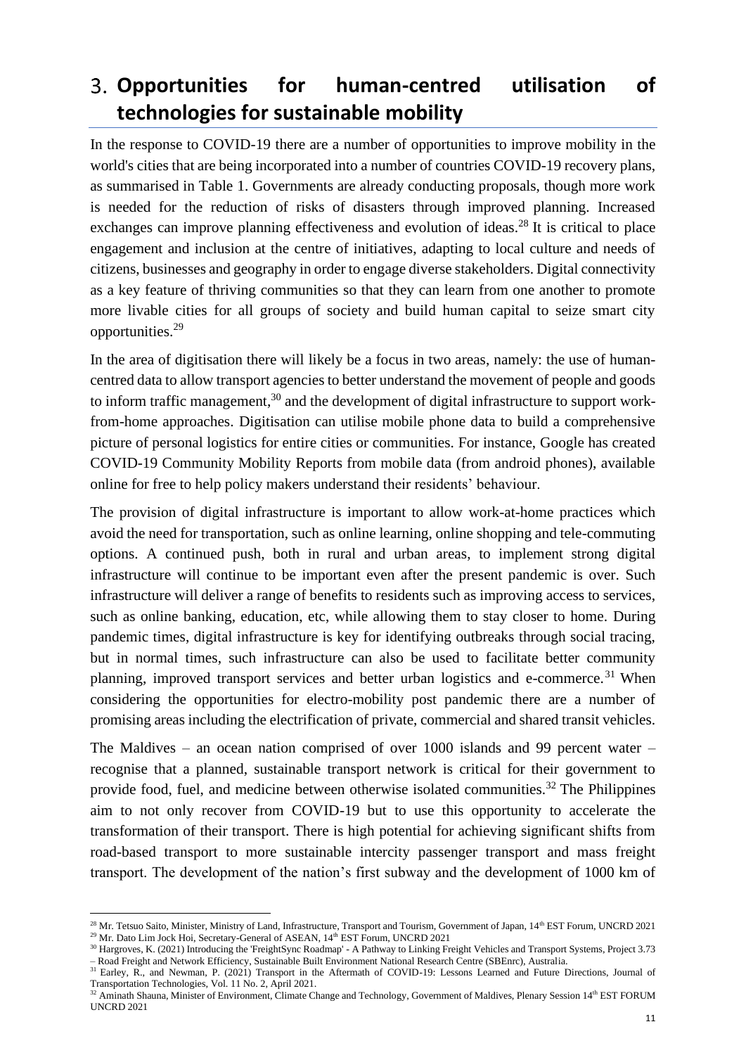# 3. Opportunities for human-centred utilisation of technologies for sustainable mobility

In the response to COVID-19 there are a number of opportunities to improve mobility in the world's cities that are being incorporated into a number of countries COVID-19 recovery plans, as summarised in Table 1. Governments are already conducting proposals, though more work is needed for the reduction of risks of disasters through improved planning. Increased exchanges can improve planning effectiveness and evolution of ideas.[28] It is critical to place engagement and inclusion at the centre of initiatives, adapting to local culture and needs of citizens, businesses and geography in order to engage diverse stakeholders. Digital connectivity as a key feature of thriving communities so that they can learn from one another to promote more livable cities for all groups of society and build human capital to seize smart city opportunities.[29]

In the area of digitisation there will likely be a focus in two areas, namely: the use of human-centred data to allow transport agencies to better understand the movement of people and goods to inform traffic management,[30] and the development of digital infrastructure to support work-from-home approaches. Digitisation can utilise mobile phone data to build a comprehensive picture of personal logistics for entire cities or communities. For instance, Google has created COVID-19 Community Mobility Reports from mobile data (from android phones), available online for free to help policy makers understand their residents' behaviour.

The provision of digital infrastructure is important to allow work-at-home practices which avoid the need for transportation, such as online learning, online shopping and tele-commuting options. A continued push, both in rural and urban areas, to implement strong digital infrastructure will continue to be important even after the present pandemic is over. Such infrastructure will deliver a range of benefits to residents such as improving access to services, such as online banking, education, etc, while allowing them to stay closer to home. During pandemic times, digital infrastructure is key for identifying outbreaks through social tracing, but in normal times, such infrastructure can also be used to facilitate better community planning, improved transport services and better urban logistics and e-commerce.[31] When considering the opportunities for electro-mobility post pandemic there are a number of promising areas including the electrification of private, commercial and shared transit vehicles.

The Maldives – an ocean nation comprised of over 1000 islands and 99 percent water – recognise that a planned, sustainable transport network is critical for their government to provide food, fuel, and medicine between otherwise isolated communities.[32] The Philippines aim to not only recover from COVID-19 but to use this opportunity to accelerate the transformation of their transport. There is high potential for achieving significant shifts from road-based transport to more sustainable intercity passenger transport and mass freight transport. The development of the nation's first subway and the development of 1000 km of

---

[28] Mr. Tetsuo Saito, Minister, Ministry of Land, Infrastructure, Transport and Tourism, Government of Japan, 14th EST Forum, UNCRD 2021

[29] Mr. Dato Lim Jock Hoi, Secretary-General of ASEAN, 14th EST Forum, UNCRD 2021

[30] Hargroves, K. (2021) Introducing the 'FreightSync Roadmap' - A Pathway to Linking Freight Vehicles and Transport Systems, Project 3.73 – Road Freight and Network Efficiency, Sustainable Built Environment National Research Centre (SBEnrc), Australia.

[31] Earley, R., and Newman, P. (2021) Transport in the Aftermath of COVID-19: Lessons Learned and Future Directions, Journal of Transportation Technologies, Vol. 11 No. 2, April 2021.

[32] Aminath Shauna, Minister of Environment, Climate Change and Technology, Government of Maldives, Plenary Session 14th EST FORUM UNCRD 2021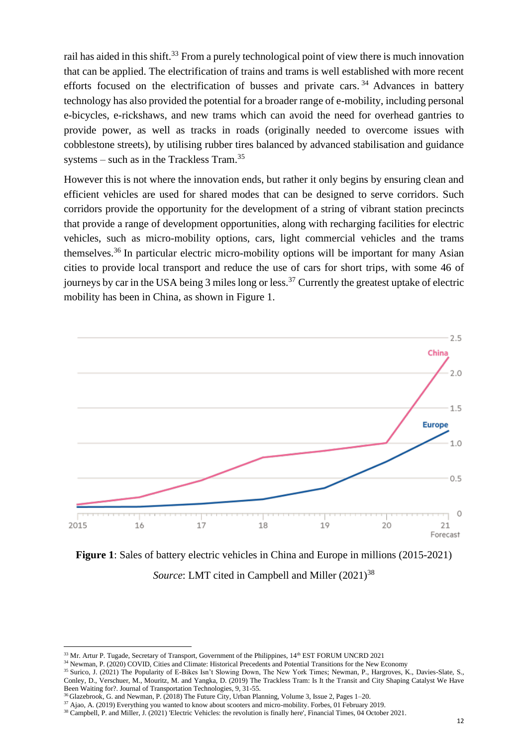rail has aided in this shift.[33] From a purely technological point of view there is much innovation that can be applied. The electrification of trains and trams is well established with more recent efforts focused on the electrification of busses and private cars.[34] Advances in battery technology has also provided the potential for a broader range of e-mobility, including personal e-bicycles, e-rickshaws, and new trams which can avoid the need for overhead gantries to provide power, as well as tracks in roads (originally needed to overcome issues with cobblestone streets), by utilising rubber tires balanced by advanced stabilisation and guidance systems – such as in the Trackless Tram.[35]

However this is not where the innovation ends, but rather it only begins by ensuring clean and efficient vehicles are used for shared modes that can be designed to serve corridors. Such corridors provide the opportunity for the development of a string of vibrant station precincts that provide a range of development opportunities, along with recharging facilities for electric vehicles, such as micro-mobility options, cars, light commercial vehicles and the trams themselves.[36] In particular electric micro-mobility options will be important for many Asian cities to provide local transport and reduce the use of cars for short trips, with some 46 of journeys by car in the USA being 3 miles long or less.[37] Currently the greatest uptake of electric mobility has been in China, as shown in Figure 1.

**Figure 1**: Sales of battery electric vehicles in China and Europe in millions (2015-2021)

*Source*: LMT cited in Campbell and Miller (2021)[38]

---

[33] Mr. Artur P. Tugade, Secretary of Transport, Government of the Philippines, 14th EST FORUM UNCRD 2021

[34] Newman, P. (2020) COVID, Cities and Climate: Historical Precedents and Potential Transitions for the New Economy

[35] Surico, J. (2021) The Popularity of E-Bikes Isn't Slowing Down, The New York Times; Newman, P., Hargroves, K., Davies-Slate, S., Conley, D., Verschuer, M., Mouritz, M. and Yangka, D. (2019) The Trackless Tram: Is It the Transit and City Shaping Catalyst We Have Been Waiting for?. Journal of Transportation Technologies, 9, 31-55.

[36] Glazebrook, G. and Newman, P. (2018) The Future City, Urban Planning, Volume 3, Issue 2, Pages 1–20.

[37] Ajao, A. (2019) Everything you wanted to know about scooters and micro-mobility. Forbes, 01 February 2019.

[38] Campbell, P. and Miller, J. (2021) 'Electric Vehicles: the revolution is finally here', Financial Times, 04 October 2021.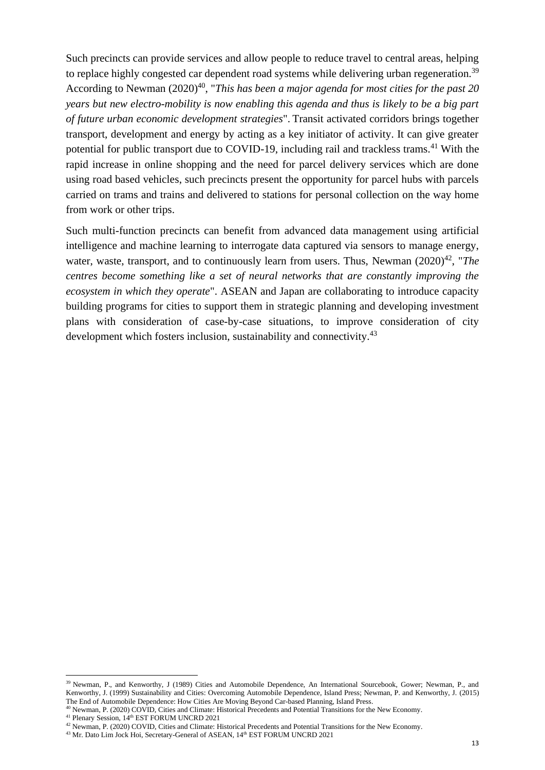Such precincts can provide services and allow people to reduce travel to central areas, helping to replace highly congested car dependent road systems while delivering urban regeneration.[39] According to Newman (2020)[40], "*This has been a major agenda for most cities for the past 20 years but new electro-mobility is now enabling this agenda and thus is likely to be a big part of future urban economic development strategies*". Transit activated corridors brings together transport, development and energy by acting as a key initiator of activity. It can give greater potential for public transport due to COVID-19, including rail and trackless trams.[41] With the rapid increase in online shopping and the need for parcel delivery services which are done using road based vehicles, such precincts present the opportunity for parcel hubs with parcels carried on trams and trains and delivered to stations for personal collection on the way home from work or other trips.

Such multi-function precincts can benefit from advanced data management using artificial intelligence and machine learning to interrogate data captured via sensors to manage energy, water, waste, transport, and to continuously learn from users. Thus, Newman (2020)[42], "*The centres become something like a set of neural networks that are constantly improving the ecosystem in which they operate*". ASEAN and Japan are collaborating to introduce capacity building programs for cities to support them in strategic planning and developing investment plans with consideration of case-by-case situations, to improve consideration of city development which fosters inclusion, sustainability and connectivity.[43]

---

[39] Newman, P., and Kenworthy, J (1989) Cities and Automobile Dependence, An International Sourcebook, Gower; Newman, P., and Kenworthy, J. (1999) Sustainability and Cities: Overcoming Automobile Dependence, Island Press; Newman, P. and Kenworthy, J. (2015) The End of Automobile Dependence: How Cities Are Moving Beyond Car-based Planning, Island Press.

[40] Newman, P. (2020) COVID, Cities and Climate: Historical Precedents and Potential Transitions for the New Economy.

[41] Plenary Session, 14th EST FORUM UNCRD 2021

[42] Newman, P. (2020) COVID, Cities and Climate: Historical Precedents and Potential Transitions for the New Economy.

[43] Mr. Dato Lim Jock Hoi, Secretary-General of ASEAN, 14th EST FORUM UNCRD 2021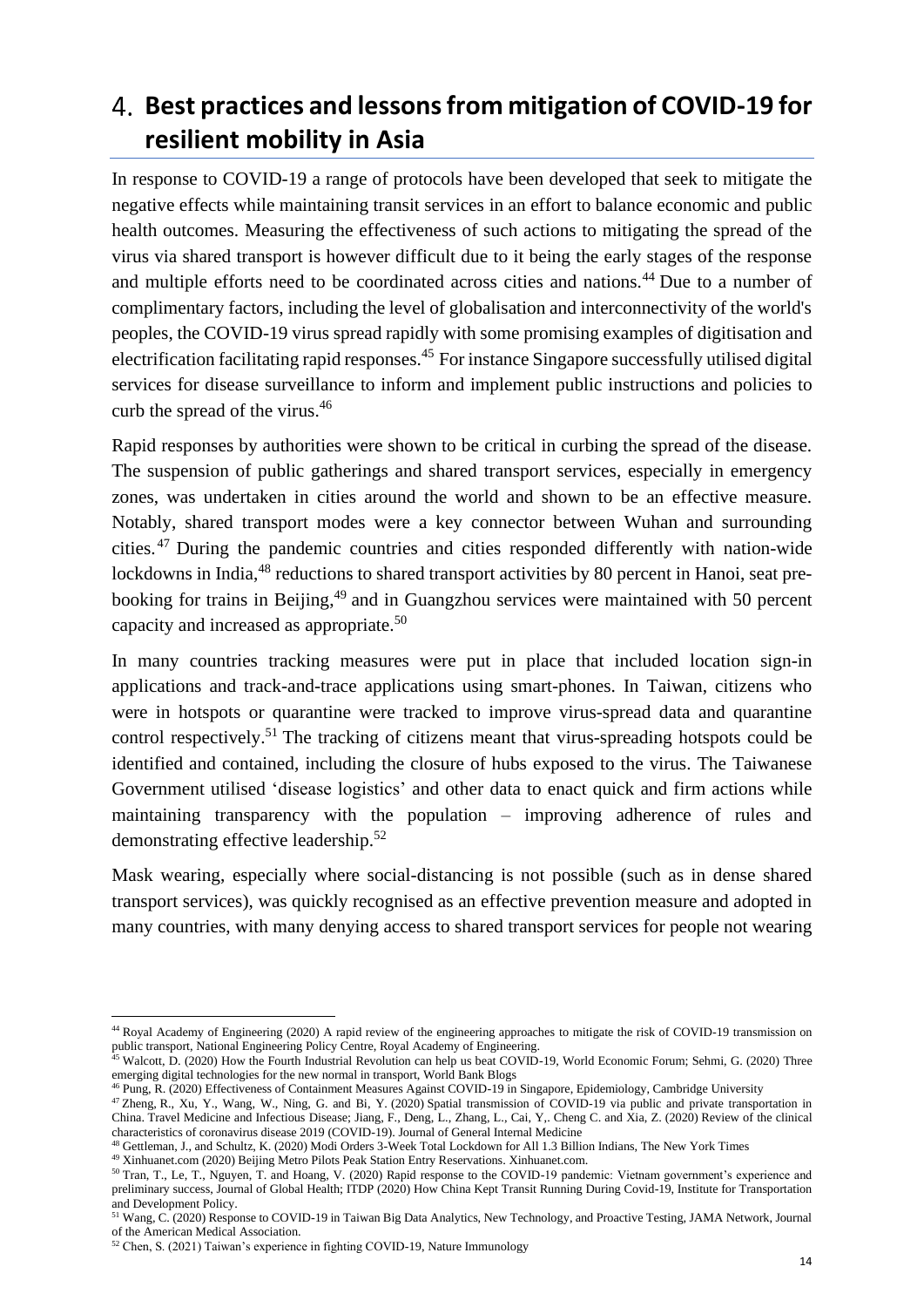# 4. Best practices and lessons from mitigation of COVID-19 for resilient mobility in Asia

In response to COVID-19 a range of protocols have been developed that seek to mitigate the negative effects while maintaining transit services in an effort to balance economic and public health outcomes. Measuring the effectiveness of such actions to mitigating the spread of the virus via shared transport is however difficult due to it being the early stages of the response and multiple efforts need to be coordinated across cities and nations.[44] Due to a number of complimentary factors, including the level of globalisation and interconnectivity of the world's peoples, the COVID-19 virus spread rapidly with some promising examples of digitisation and electrification facilitating rapid responses.[45] For instance Singapore successfully utilised digital services for disease surveillance to inform and implement public instructions and policies to curb the spread of the virus.[46]

Rapid responses by authorities were shown to be critical in curbing the spread of the disease. The suspension of public gatherings and shared transport services, especially in emergency zones, was undertaken in cities around the world and shown to be an effective measure. Notably, shared transport modes were a key connector between Wuhan and surrounding cities.[47] During the pandemic countries and cities responded differently with nation-wide lockdowns in India,[48] reductions to shared transport activities by 80 percent in Hanoi, seat pre-booking for trains in Beijing,[49] and in Guangzhou services were maintained with 50 percent capacity and increased as appropriate.[50]

In many countries tracking measures were put in place that included location sign-in applications and track-and-trace applications using smart-phones. In Taiwan, citizens who were in hotspots or quarantine were tracked to improve virus-spread data and quarantine control respectively.[51] The tracking of citizens meant that virus-spreading hotspots could be identified and contained, including the closure of hubs exposed to the virus. The Taiwanese Government utilised 'disease logistics' and other data to enact quick and firm actions while maintaining transparency with the population – improving adherence of rules and demonstrating effective leadership.[52]

Mask wearing, especially where social-distancing is not possible (such as in dense shared transport services), was quickly recognised as an effective prevention measure and adopted in many countries, with many denying access to shared transport services for people not wearing

---

[44] Royal Academy of Engineering (2020) A rapid review of the engineering approaches to mitigate the risk of COVID-19 transmission on public transport, National Engineering Policy Centre, Royal Academy of Engineering.

[45] Walcott, D. (2020) How the Fourth Industrial Revolution can help us beat COVID-19, World Economic Forum; Sehmi, G. (2020) Three emerging digital technologies for the new normal in transport, World Bank Blogs

[46] Pung, R. (2020) Effectiveness of Containment Measures Against COVID-19 in Singapore, Epidemiology, Cambridge University

[47] Zheng, R., Xu, Y., Wang, W., Ning, G. and Bi, Y. (2020) Spatial transmission of COVID-19 via public and private transportation in China. Travel Medicine and Infectious Disease; Jiang, F., Deng, L., Zhang, L., Cai, Y,. Cheng C. and Xia, Z. (2020) Review of the clinical characteristics of coronavirus disease 2019 (COVID-19). Journal of General Internal Medicine

[48] Gettleman, J., and Schultz, K. (2020) Modi Orders 3-Week Total Lockdown for All 1.3 Billion Indians, The New York Times

[49] Xinhuanet.com (2020) Beijing Metro Pilots Peak Station Entry Reservations. Xinhuanet.com.

[50] Tran, T., Le, T., Nguyen, T. and Hoang, V. (2020) Rapid response to the COVID-19 pandemic: Vietnam government's experience and preliminary success, Journal of Global Health; ITDP (2020) How China Kept Transit Running During Covid-19, Institute for Transportation and Development Policy.

[51] Wang, C. (2020) Response to COVID-19 in Taiwan Big Data Analytics, New Technology, and Proactive Testing, JAMA Network, Journal of the American Medical Association.

[52] Chen, S. (2021) Taiwan's experience in fighting COVID-19, Nature Immunology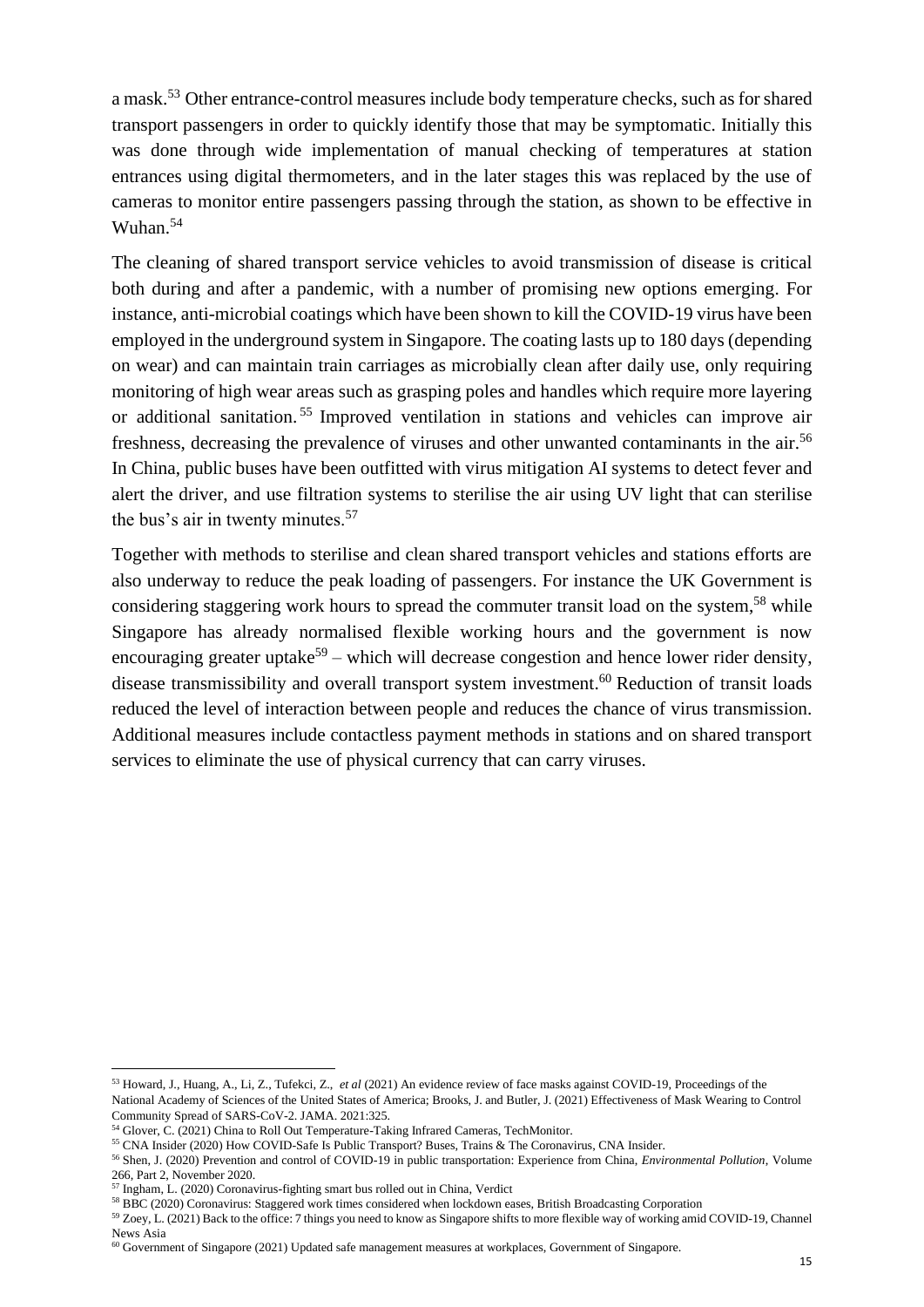a mask.[53] Other entrance-control measures include body temperature checks, such as for shared transport passengers in order to quickly identify those that may be symptomatic. Initially this was done through wide implementation of manual checking of temperatures at station entrances using digital thermometers, and in the later stages this was replaced by the use of cameras to monitor entire passengers passing through the station, as shown to be effective in Wuhan.[54]

The cleaning of shared transport service vehicles to avoid transmission of disease is critical both during and after a pandemic, with a number of promising new options emerging. For instance, anti-microbial coatings which have been shown to kill the COVID-19 virus have been employed in the underground system in Singapore. The coating lasts up to 180 days (depending on wear) and can maintain train carriages as microbially clean after daily use, only requiring monitoring of high wear areas such as grasping poles and handles which require more layering or additional sanitation.[55] Improved ventilation in stations and vehicles can improve air freshness, decreasing the prevalence of viruses and other unwanted contaminants in the air.[56] In China, public buses have been outfitted with virus mitigation AI systems to detect fever and alert the driver, and use filtration systems to sterilise the air using UV light that can sterilise the bus's air in twenty minutes.[57]

Together with methods to sterilise and clean shared transport vehicles and stations efforts are also underway to reduce the peak loading of passengers. For instance the UK Government is considering staggering work hours to spread the commuter transit load on the system,[58] while Singapore has already normalised flexible working hours and the government is now encouraging greater uptake[59] – which will decrease congestion and hence lower rider density, disease transmissibility and overall transport system investment.[60] Reduction of transit loads reduced the level of interaction between people and reduces the chance of virus transmission. Additional measures include contactless payment methods in stations and on shared transport services to eliminate the use of physical currency that can carry viruses.

---

[53] Howard, J., Huang, A., Li, Z., Tufekci, Z., *et al* (2021) An evidence review of face masks against COVID-19, Proceedings of the National Academy of Sciences of the United States of America; Brooks, J. and Butler, J. (2021) Effectiveness of Mask Wearing to Control Community Spread of SARS-CoV-2. JAMA. 2021:325.

[54] Glover, C. (2021) China to Roll Out Temperature-Taking Infrared Cameras, TechMonitor.

[55] CNA Insider (2020) How COVID-Safe Is Public Transport? Buses, Trains & The Coronavirus, CNA Insider.

[56] Shen, J. (2020) Prevention and control of COVID-19 in public transportation: Experience from China, *Environmental Pollution*, Volume 266, Part 2, November 2020.

[57] Ingham, L. (2020) Coronavirus-fighting smart bus rolled out in China, Verdict

[58] BBC (2020) Coronavirus: Staggered work times considered when lockdown eases, British Broadcasting Corporation

[59] Zoey, L. (2021) Back to the office: 7 things you need to know as Singapore shifts to more flexible way of working amid COVID-19, Channel News Asia

[60] Government of Singapore (2021) Updated safe management measures at workplaces, Government of Singapore.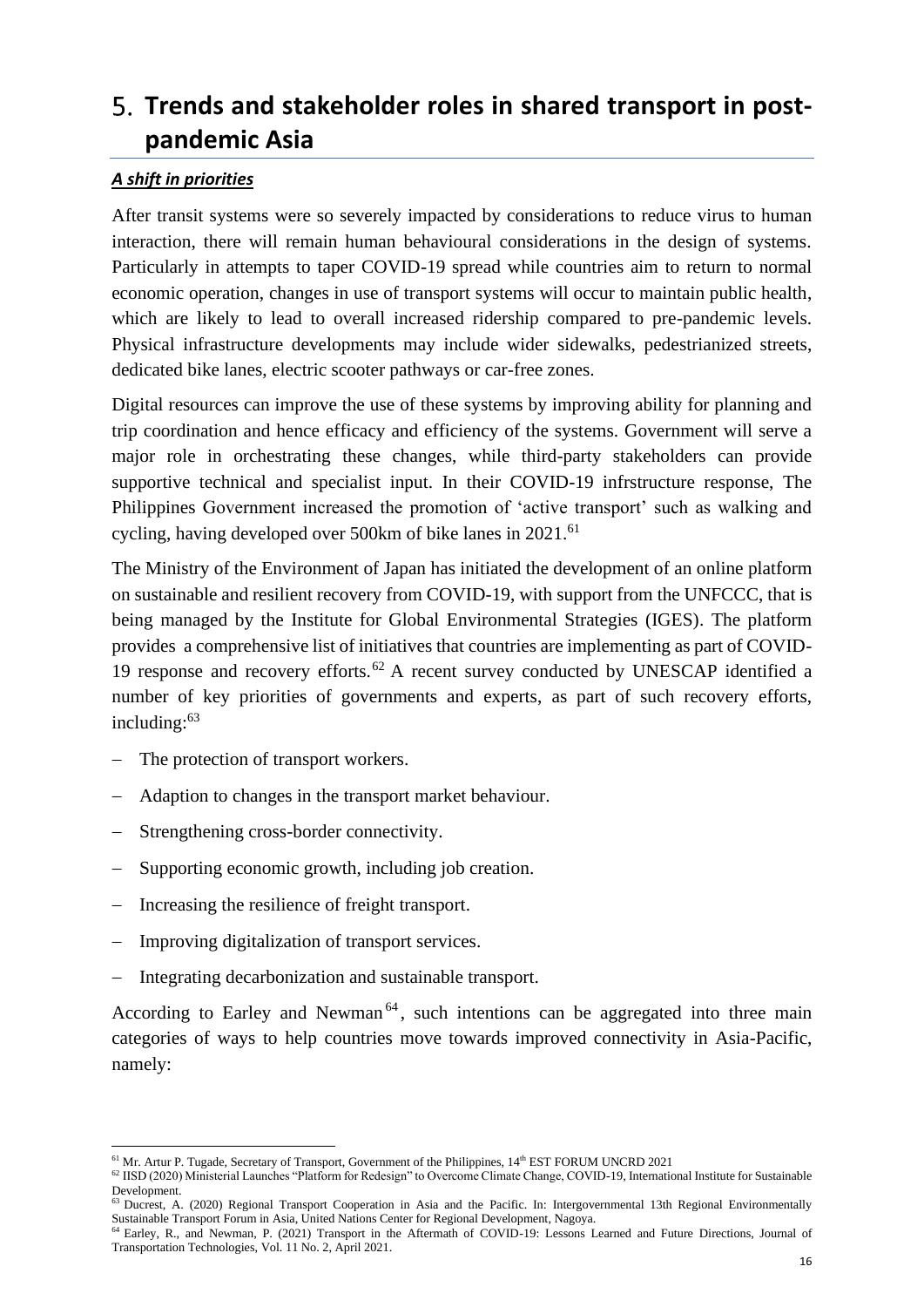# 5. Trends and stakeholder roles in shared transport in post-pandemic Asia

***A shift in priorities***

After transit systems were so severely impacted by considerations to reduce virus to human interaction, there will remain human behavioural considerations in the design of systems. Particularly in attempts to taper COVID-19 spread while countries aim to return to normal economic operation, changes in use of transport systems will occur to maintain public health, which are likely to lead to overall increased ridership compared to pre-pandemic levels. Physical infrastructure developments may include wider sidewalks, pedestrianized streets, dedicated bike lanes, electric scooter pathways or car-free zones.

Digital resources can improve the use of these systems by improving ability for planning and trip coordination and hence efficacy and efficiency of the systems. Government will serve a major role in orchestrating these changes, while third-party stakeholders can provide supportive technical and specialist input. In their COVID-19 infrstructure response, The Philippines Government increased the promotion of 'active transport' such as walking and cycling, having developed over 500km of bike lanes in 2021.[61]

The Ministry of the Environment of Japan has initiated the development of an online platform on sustainable and resilient recovery from COVID-19, with support from the UNFCCC, that is being managed by the Institute for Global Environmental Strategies (IGES). The platform provides a comprehensive list of initiatives that countries are implementing as part of COVID-19 response and recovery efforts.[62] A recent survey conducted by UNESCAP identified a number of key priorities of governments and experts, as part of such recovery efforts, including:[63]

- The protection of transport workers.
- Adaption to changes in the transport market behaviour.
- Strengthening cross-border connectivity.
- Supporting economic growth, including job creation.
- Increasing the resilience of freight transport.
- Improving digitalization of transport services.
- Integrating decarbonization and sustainable transport.

According to Earley and Newman[64], such intentions can be aggregated into three main categories of ways to help countries move towards improved connectivity in Asia-Pacific, namely:

---

[61] Mr. Artur P. Tugade, Secretary of Transport, Government of the Philippines, 14th EST FORUM UNCRD 2021

[62] IISD (2020) Ministerial Launches "Platform for Redesign" to Overcome Climate Change, COVID-19, International Institute for Sustainable Development.

[63] Ducrest, A. (2020) Regional Transport Cooperation in Asia and the Pacific. In: Intergovernmental 13th Regional Environmentally Sustainable Transport Forum in Asia, United Nations Center for Regional Development, Nagoya.

[64] Earley, R., and Newman, P. (2021) Transport in the Aftermath of COVID-19: Lessons Learned and Future Directions, Journal of Transportation Technologies, Vol. 11 No. 2, April 2021.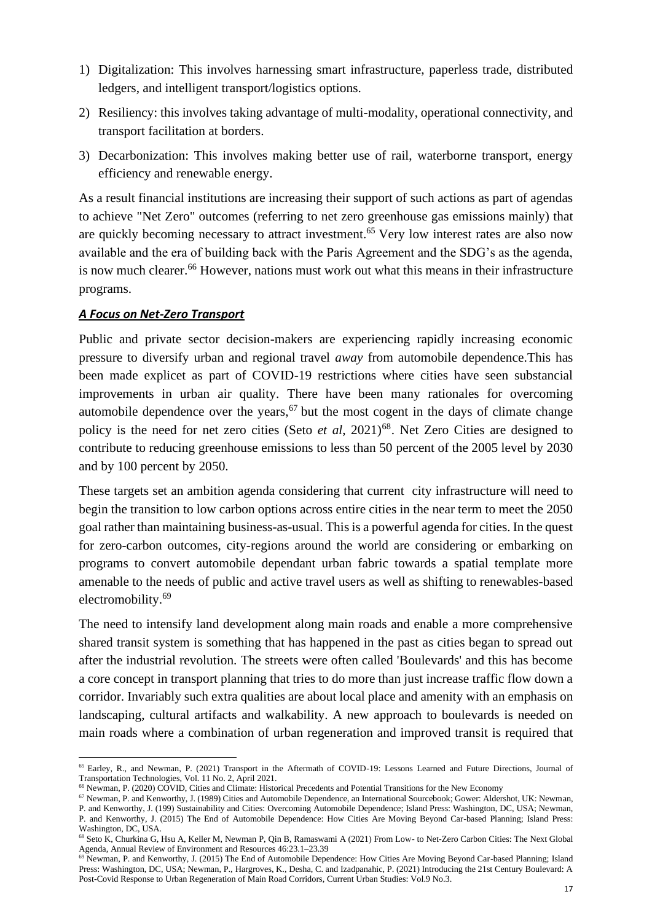1) Digitalization: This involves harnessing smart infrastructure, paperless trade, distributed ledgers, and intelligent transport/logistics options.
2) Resiliency: this involves taking advantage of multi-modality, operational connectivity, and transport facilitation at borders.
3) Decarbonization: This involves making better use of rail, waterborne transport, energy efficiency and renewable energy.

As a result financial institutions are increasing their support of such actions as part of agendas to achieve "Net Zero" outcomes (referring to net zero greenhouse gas emissions mainly) that are quickly becoming necessary to attract investment.[65] Very low interest rates are also now available and the era of building back with the Paris Agreement and the SDG's as the agenda, is now much clearer.[66] However, nations must work out what this means in their infrastructure programs.

***A Focus on Net-Zero Transport***

Public and private sector decision-makers are experiencing rapidly increasing economic pressure to diversify urban and regional travel *away* from automobile dependence.This has been made explicet as part of COVID-19 restrictions where cities have seen substancial improvements in urban air quality. There have been many rationales for overcoming automobile dependence over the years,[67] but the most cogent in the days of climate change policy is the need for net zero cities (Seto *et al*, 2021)[68]. Net Zero Cities are designed to contribute to reducing greenhouse emissions to less than 50 percent of the 2005 level by 2030 and by 100 percent by 2050.

These targets set an ambition agenda considering that current city infrastructure will need to begin the transition to low carbon options across entire cities in the near term to meet the 2050 goal rather than maintaining business-as-usual. This is a powerful agenda for cities. In the quest for zero-carbon outcomes, city-regions around the world are considering or embarking on programs to convert automobile dependant urban fabric towards a spatial template more amenable to the needs of public and active travel users as well as shifting to renewables-based electromobility.[69]

The need to intensify land development along main roads and enable a more comprehensive shared transit system is something that has happened in the past as cities began to spread out after the industrial revolution. The streets were often called 'Boulevards' and this has become a core concept in transport planning that tries to do more than just increase traffic flow down a corridor. Invariably such extra qualities are about local place and amenity with an emphasis on landscaping, cultural artifacts and walkability. A new approach to boulevards is needed on main roads where a combination of urban regeneration and improved transit is required that

---

[65] Earley, R., and Newman, P. (2021) Transport in the Aftermath of COVID-19: Lessons Learned and Future Directions, Journal of Transportation Technologies, Vol. 11 No. 2, April 2021.

[66] Newman, P. (2020) COVID, Cities and Climate: Historical Precedents and Potential Transitions for the New Economy

[67] Newman, P. and Kenworthy, J. (1989) Cities and Automobile Dependence, an International Sourcebook; Gower: Aldershot, UK: Newman, P. and Kenworthy, J. (199) Sustainability and Cities: Overcoming Automobile Dependence; Island Press: Washington, DC, USA; Newman, P. and Kenworthy, J. (2015) The End of Automobile Dependence: How Cities Are Moving Beyond Car-based Planning; Island Press: Washington, DC, USA.

[68] Seto K, Churkina G, Hsu A, Keller M, Newman P, Qin B, Ramaswami A (2021) From Low- to Net-Zero Carbon Cities: The Next Global Agenda, Annual Review of Environment and Resources 46:23.1–23.39

[69] Newman, P. and Kenworthy, J. (2015) The End of Automobile Dependence: How Cities Are Moving Beyond Car-based Planning; Island Press: Washington, DC, USA; Newman, P., Hargroves, K., Desha, C. and Izadpanahic, P. (2021) Introducing the 21st Century Boulevard: A Post-Covid Response to Urban Regeneration of Main Road Corridors, Current Urban Studies: Vol.9 No.3.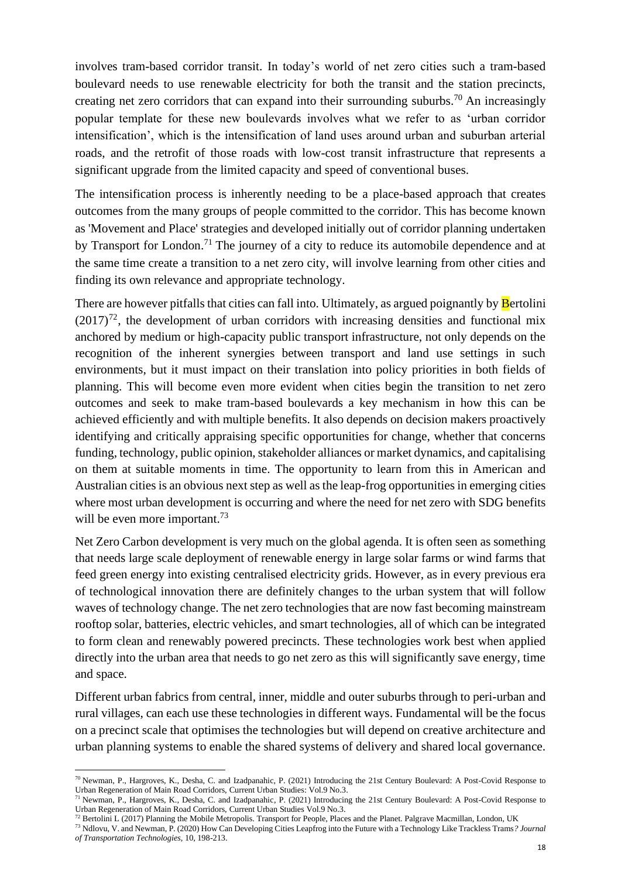involves tram-based corridor transit. In today's world of net zero cities such a tram-based boulevard needs to use renewable electricity for both the transit and the station precincts, creating net zero corridors that can expand into their surrounding suburbs.[70] An increasingly popular template for these new boulevards involves what we refer to as 'urban corridor intensification', which is the intensification of land uses around urban and suburban arterial roads, and the retrofit of those roads with low-cost transit infrastructure that represents a significant upgrade from the limited capacity and speed of conventional buses.

The intensification process is inherently needing to be a place-based approach that creates outcomes from the many groups of people committed to the corridor. This has become known as 'Movement and Place' strategies and developed initially out of corridor planning undertaken by Transport for London.[71] The journey of a city to reduce its automobile dependence and at the same time create a transition to a net zero city, will involve learning from other cities and finding its own relevance and appropriate technology.

There are however pitfalls that cities can fall into. Ultimately, as argued poignantly by Bertolini (2017)[72], the development of urban corridors with increasing densities and functional mix anchored by medium or high-capacity public transport infrastructure, not only depends on the recognition of the inherent synergies between transport and land use settings in such environments, but it must impact on their translation into policy priorities in both fields of planning. This will become even more evident when cities begin the transition to net zero outcomes and seek to make tram-based boulevards a key mechanism in how this can be achieved efficiently and with multiple benefits. It also depends on decision makers proactively identifying and critically appraising specific opportunities for change, whether that concerns funding, technology, public opinion, stakeholder alliances or market dynamics, and capitalising on them at suitable moments in time. The opportunity to learn from this in American and Australian cities is an obvious next step as well as the leap-frog opportunities in emerging cities where most urban development is occurring and where the need for net zero with SDG benefits will be even more important.[73]

Net Zero Carbon development is very much on the global agenda. It is often seen as something that needs large scale deployment of renewable energy in large solar farms or wind farms that feed green energy into existing centralised electricity grids. However, as in every previous era of technological innovation there are definitely changes to the urban system that will follow waves of technology change. The net zero technologies that are now fast becoming mainstream rooftop solar, batteries, electric vehicles, and smart technologies, all of which can be integrated to form clean and renewably powered precincts. These technologies work best when applied directly into the urban area that needs to go net zero as this will significantly save energy, time and space.

Different urban fabrics from central, inner, middle and outer suburbs through to peri-urban and rural villages, can each use these technologies in different ways. Fundamental will be the focus on a precinct scale that optimises the technologies but will depend on creative architecture and urban planning systems to enable the shared systems of delivery and shared local governance.

---

[70] Newman, P., Hargroves, K., Desha, C. and Izadpanahic, P. (2021) Introducing the 21st Century Boulevard: A Post-Covid Response to Urban Regeneration of Main Road Corridors, Current Urban Studies: Vol.9 No.3.

[71] Newman, P., Hargroves, K., Desha, C. and Izadpanahic, P. (2021) Introducing the 21st Century Boulevard: A Post-Covid Response to Urban Regeneration of Main Road Corridors, Current Urban Studies Vol.9 No.3.

[72] Bertolini L (2017) Planning the Mobile Metropolis. Transport for People, Places and the Planet. Palgrave Macmillan, London, UK

[73] Ndlovu, V. and Newman, P. (2020) How Can Developing Cities Leapfrog into the Future with a Technology Like Trackless Trams? *Journal of Transportation Technologies*, 10, 198-213.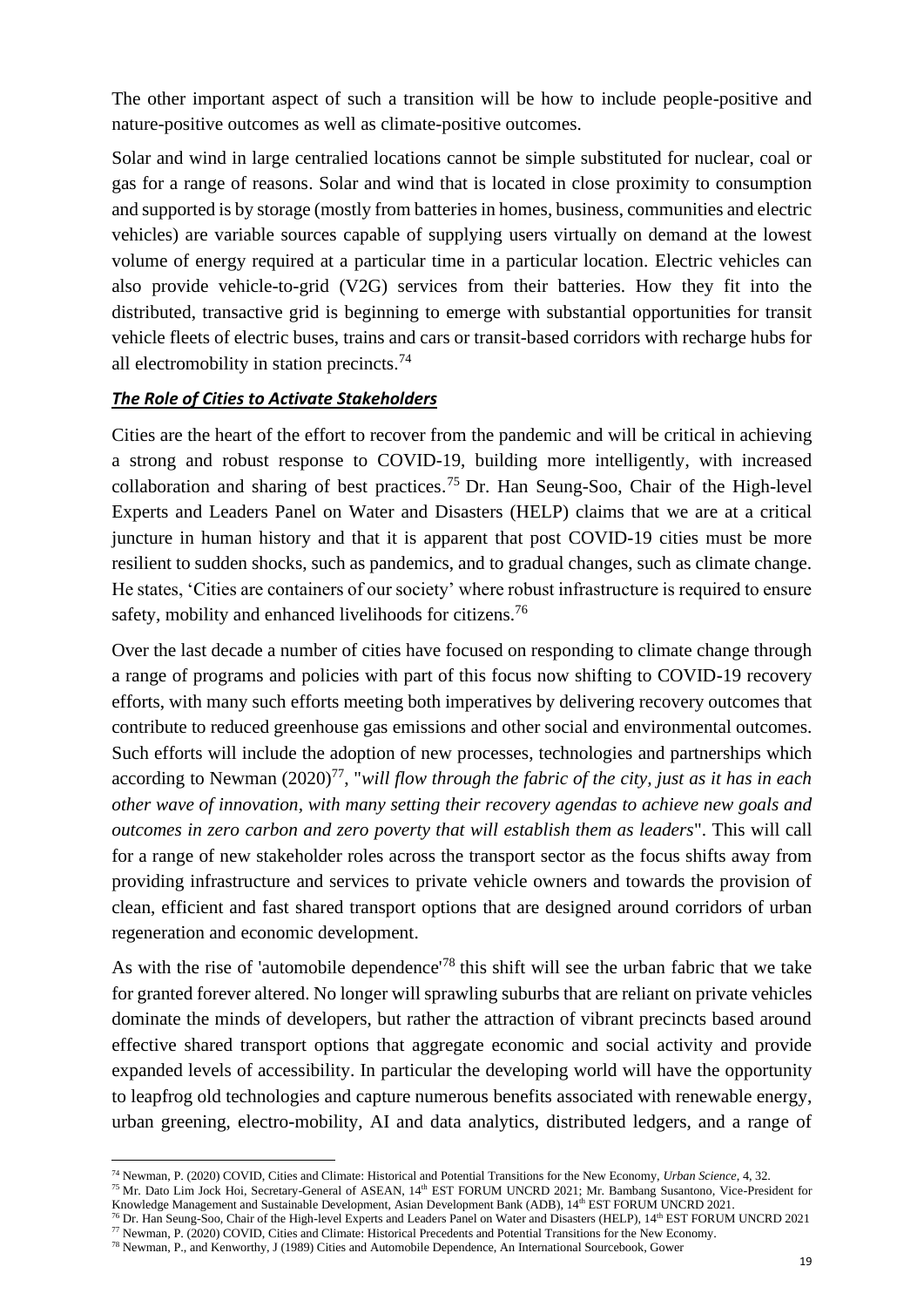The other important aspect of such a transition will be how to include people-positive and nature-positive outcomes as well as climate-positive outcomes.

Solar and wind in large centralied locations cannot be simple substituted for nuclear, coal or gas for a range of reasons. Solar and wind that is located in close proximity to consumption and supported is by storage (mostly from batteries in homes, business, communities and electric vehicles) are variable sources capable of supplying users virtually on demand at the lowest volume of energy required at a particular time in a particular location. Electric vehicles can also provide vehicle-to-grid (V2G) services from their batteries. How they fit into the distributed, transactive grid is beginning to emerge with substantial opportunities for transit vehicle fleets of electric buses, trains and cars or transit-based corridors with recharge hubs for all electromobility in station precincts.[74]

***The Role of Cities to Activate Stakeholders***

Cities are the heart of the effort to recover from the pandemic and will be critical in achieving a strong and robust response to COVID-19, building more intelligently, with increased collaboration and sharing of best practices.[75] Dr. Han Seung-Soo, Chair of the High-level Experts and Leaders Panel on Water and Disasters (HELP) claims that we are at a critical juncture in human history and that it is apparent that post COVID-19 cities must be more resilient to sudden shocks, such as pandemics, and to gradual changes, such as climate change. He states, 'Cities are containers of our society' where robust infrastructure is required to ensure safety, mobility and enhanced livelihoods for citizens.[76]

Over the last decade a number of cities have focused on responding to climate change through a range of programs and policies with part of this focus now shifting to COVID-19 recovery efforts, with many such efforts meeting both imperatives by delivering recovery outcomes that contribute to reduced greenhouse gas emissions and other social and environmental outcomes. Such efforts will include the adoption of new processes, technologies and partnerships which according to Newman (2020)[77], "*will flow through the fabric of the city, just as it has in each other wave of innovation, with many setting their recovery agendas to achieve new goals and outcomes in zero carbon and zero poverty that will establish them as leaders*". This will call for a range of new stakeholder roles across the transport sector as the focus shifts away from providing infrastructure and services to private vehicle owners and towards the provision of clean, efficient and fast shared transport options that are designed around corridors of urban regeneration and economic development.

As with the rise of 'automobile dependence'[78] this shift will see the urban fabric that we take for granted forever altered. No longer will sprawling suburbs that are reliant on private vehicles dominate the minds of developers, but rather the attraction of vibrant precincts based around effective shared transport options that aggregate economic and social activity and provide expanded levels of accessibility. In particular the developing world will have the opportunity to leapfrog old technologies and capture numerous benefits associated with renewable energy, urban greening, electro-mobility, AI and data analytics, distributed ledgers, and a range of

---

[74] Newman, P. (2020) COVID, Cities and Climate: Historical and Potential Transitions for the New Economy, *Urban Science*, 4, 32.

[75] Mr. Dato Lim Jock Hoi, Secretary-General of ASEAN, 14th EST FORUM UNCRD 2021; Mr. Bambang Susantono, Vice-President for Knowledge Management and Sustainable Development, Asian Development Bank (ADB), 14th EST FORUM UNCRD 2021.

[76] Dr. Han Seung-Soo, Chair of the High-level Experts and Leaders Panel on Water and Disasters (HELP), 14th EST FORUM UNCRD 2021

[77] Newman, P. (2020) COVID, Cities and Climate: Historical Precedents and Potential Transitions for the New Economy.

[78] Newman, P., and Kenworthy, J (1989) Cities and Automobile Dependence, An International Sourcebook, Gower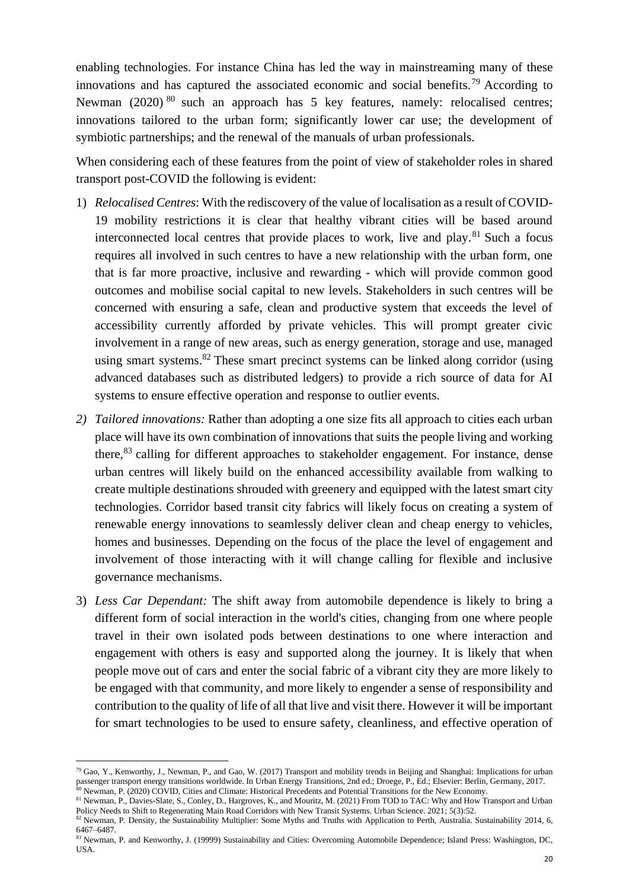enabling technologies. For instance China has led the way in mainstreaming many of these innovations and has captured the associated economic and social benefits.[79] According to Newman (2020) [80] such an approach has 5 key features, namely: relocalised centres; innovations tailored to the urban form; significantly lower car use; the development of symbiotic partnerships; and the renewal of the manuals of urban professionals.

When considering each of these features from the point of view of stakeholder roles in shared transport post-COVID the following is evident:

1) *Relocalised Centres*: With the rediscovery of the value of localisation as a result of COVID-19 mobility restrictions it is clear that healthy vibrant cities will be based around interconnected local centres that provide places to work, live and play.[81] Such a focus requires all involved in such centres to have a new relationship with the urban form, one that is far more proactive, inclusive and rewarding - which will provide common good outcomes and mobilise social capital to new levels. Stakeholders in such centres will be concerned with ensuring a safe, clean and productive system that exceeds the level of accessibility currently afforded by private vehicles. This will prompt greater civic involvement in a range of new areas, such as energy generation, storage and use, managed using smart systems.[82] These smart precinct systems can be linked along corridor (using advanced databases such as distributed ledgers) to provide a rich source of data for AI systems to ensure effective operation and response to outlier events.

2) *Tailored innovations:* Rather than adopting a one size fits all approach to cities each urban place will have its own combination of innovations that suits the people living and working there,[83] calling for different approaches to stakeholder engagement. For instance, dense urban centres will likely build on the enhanced accessibility available from walking to create multiple destinations shrouded with greenery and equipped with the latest smart city technologies. Corridor based transit city fabrics will likely focus on creating a system of renewable energy innovations to seamlessly deliver clean and cheap energy to vehicles, homes and businesses. Depending on the focus of the place the level of engagement and involvement of those interacting with it will change calling for flexible and inclusive governance mechanisms.

3) *Less Car Dependant:* The shift away from automobile dependence is likely to bring a different form of social interaction in the world's cities, changing from one where people travel in their own isolated pods between destinations to one where interaction and engagement with others is easy and supported along the journey. It is likely that when people move out of cars and enter the social fabric of a vibrant city they are more likely to be engaged with that community, and more likely to engender a sense of responsibility and contribution to the quality of life of all that live and visit there. However it will be important for smart technologies to be used to ensure safety, cleanliness, and effective operation of

---

[79] Gao, Y., Kenworthy, J., Newman, P., and Gao, W. (2017) Transport and mobility trends in Beijing and Shanghai: Implications for urban passenger transport energy transitions worldwide. In Urban Energy Transitions, 2nd ed.; Droege, P., Ed.; Elsevier: Berlin, Germany, 2017.

[80] Newman, P. (2020) COVID, Cities and Climate: Historical Precedents and Potential Transitions for the New Economy.

[81] Newman, P., Davies-Slate, S., Conley, D., Hargroves, K., and Mouritz, M. (2021) From TOD to TAC: Why and How Transport and Urban Policy Needs to Shift to Regenerating Main Road Corridors with New Transit Systems. Urban Science. 2021; 5(3):52.

[82] Newman, P. Density, the Sustainability Multiplier: Some Myths and Truths with Application to Perth, Australia. Sustainability 2014, 6, 6467–6487.

[83] Newman, P. and Kenworthy, J. (19999) Sustainability and Cities: Overcoming Automobile Dependence; Island Press: Washington, DC, USA.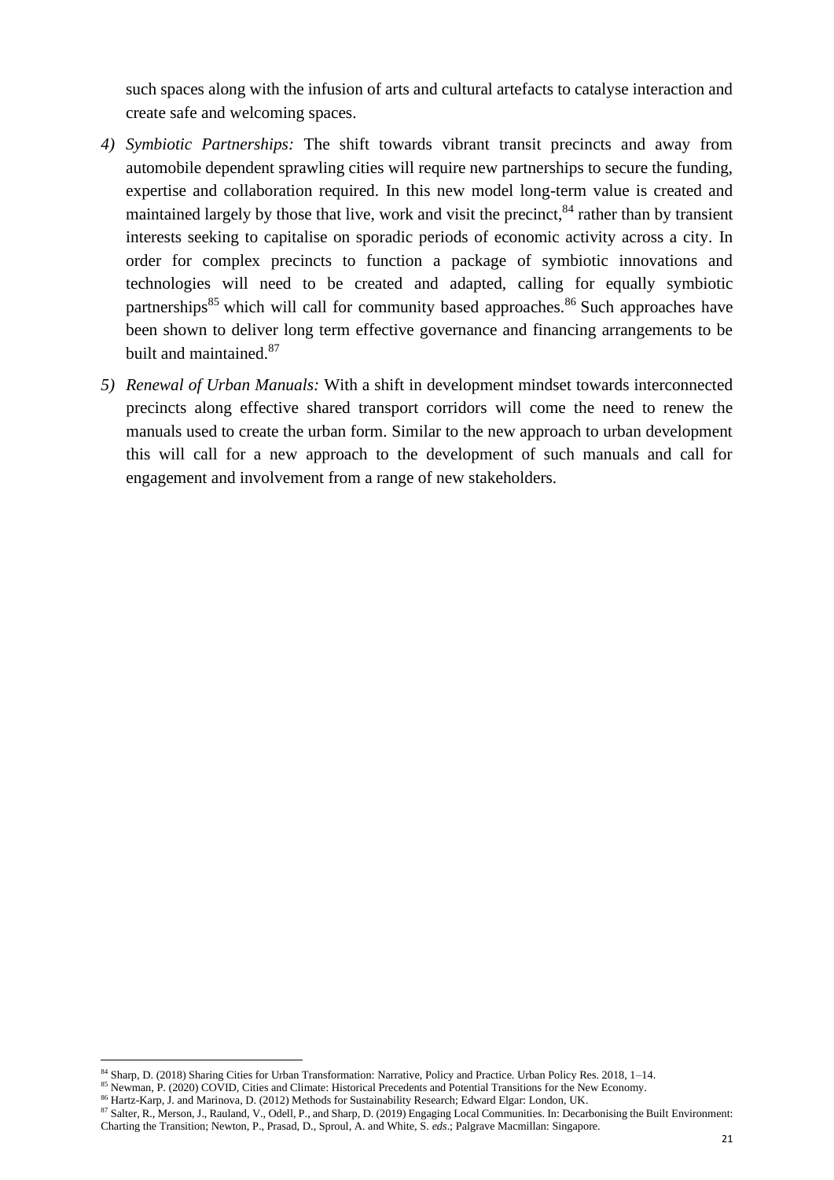such spaces along with the infusion of arts and cultural artefacts to catalyse interaction and create safe and welcoming spaces.

4) *Symbiotic Partnerships:* The shift towards vibrant transit precincts and away from automobile dependent sprawling cities will require new partnerships to secure the funding, expertise and collaboration required. In this new model long-term value is created and maintained largely by those that live, work and visit the precinct,[84] rather than by transient interests seeking to capitalise on sporadic periods of economic activity across a city. In order for complex precincts to function a package of symbiotic innovations and technologies will need to be created and adapted, calling for equally symbiotic partnerships[85] which will call for community based approaches.[86] Such approaches have been shown to deliver long term effective governance and financing arrangements to be built and maintained.[87]

5) *Renewal of Urban Manuals:* With a shift in development mindset towards interconnected precincts along effective shared transport corridors will come the need to renew the manuals used to create the urban form. Similar to the new approach to urban development this will call for a new approach to the development of such manuals and call for engagement and involvement from a range of new stakeholders.

---

[84] Sharp, D. (2018) Sharing Cities for Urban Transformation: Narrative, Policy and Practice. Urban Policy Res. 2018, 1–14.

[85] Newman, P. (2020) COVID, Cities and Climate: Historical Precedents and Potential Transitions for the New Economy.

[86] Hartz-Karp, J. and Marinova, D. (2012) Methods for Sustainability Research; Edward Elgar: London, UK.

[87] Salter, R., Merson, J., Rauland, V., Odell, P., and Sharp, D. (2019) Engaging Local Communities. In: Decarbonising the Built Environment: Charting the Transition; Newton, P., Prasad, D., Sproul, A. and White, S. *eds*.; Palgrave Macmillan: Singapore.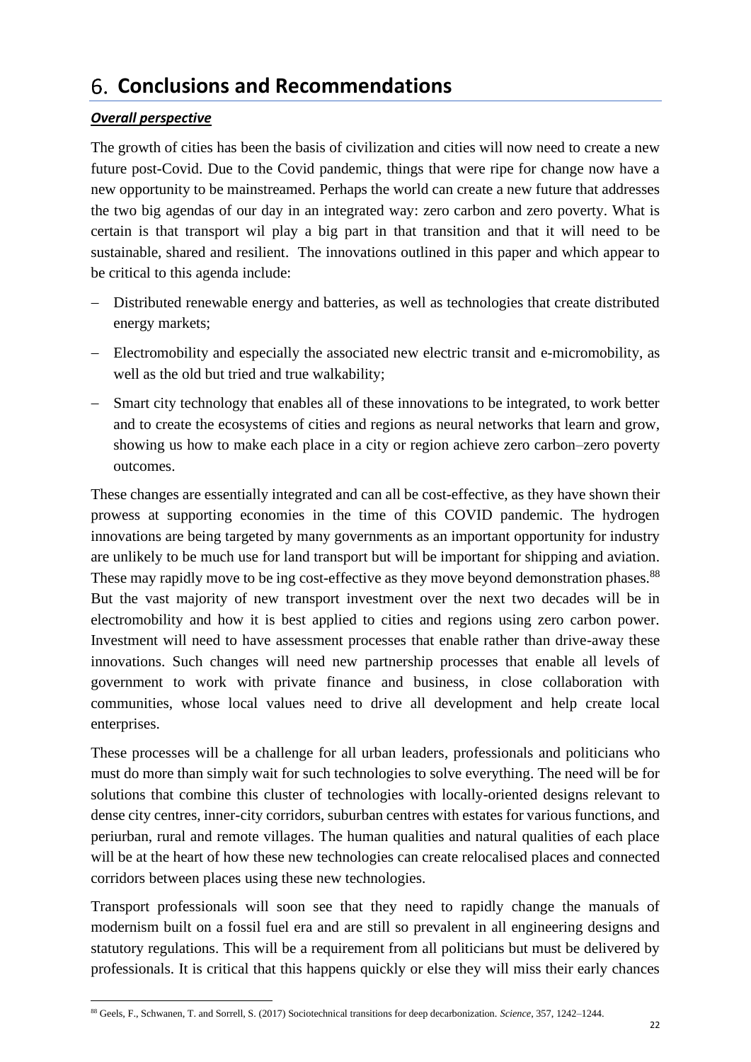# 6. Conclusions and Recommendations

***Overall perspective***

The growth of cities has been the basis of civilization and cities will now need to create a new future post-Covid. Due to the Covid pandemic, things that were ripe for change now have a new opportunity to be mainstreamed. Perhaps the world can create a new future that addresses the two big agendas of our day in an integrated way: zero carbon and zero poverty. What is certain is that transport wil play a big part in that transition and that it will need to be sustainable, shared and resilient. The innovations outlined in this paper and which appear to be critical to this agenda include:

- Distributed renewable energy and batteries, as well as technologies that create distributed energy markets;
- Electromobility and especially the associated new electric transit and e-micromobility, as well as the old but tried and true walkability;
- Smart city technology that enables all of these innovations to be integrated, to work better and to create the ecosystems of cities and regions as neural networks that learn and grow, showing us how to make each place in a city or region achieve zero carbon–zero poverty outcomes.

These changes are essentially integrated and can all be cost-effective, as they have shown their prowess at supporting economies in the time of this COVID pandemic. The hydrogen innovations are being targeted by many governments as an important opportunity for industry are unlikely to be much use for land transport but will be important for shipping and aviation. These may rapidly move to be ing cost-effective as they move beyond demonstration phases.[88] But the vast majority of new transport investment over the next two decades will be in electromobility and how it is best applied to cities and regions using zero carbon power. Investment will need to have assessment processes that enable rather than drive-away these innovations. Such changes will need new partnership processes that enable all levels of government to work with private finance and business, in close collaboration with communities, whose local values need to drive all development and help create local enterprises.

These processes will be a challenge for all urban leaders, professionals and politicians who must do more than simply wait for such technologies to solve everything. The need will be for solutions that combine this cluster of technologies with locally-oriented designs relevant to dense city centres, inner-city corridors, suburban centres with estates for various functions, and periurban, rural and remote villages. The human qualities and natural qualities of each place will be at the heart of how these new technologies can create relocalised places and connected corridors between places using these new technologies.

Transport professionals will soon see that they need to rapidly change the manuals of modernism built on a fossil fuel era and are still so prevalent in all engineering designs and statutory regulations. This will be a requirement from all politicians but must be delivered by professionals. It is critical that this happens quickly or else they will miss their early chances

[88] Geels, F., Schwanen, T. and Sorrell, S. (2017) Sociotechnical transitions for deep decarbonization. *Science*, 357, 1242–1244.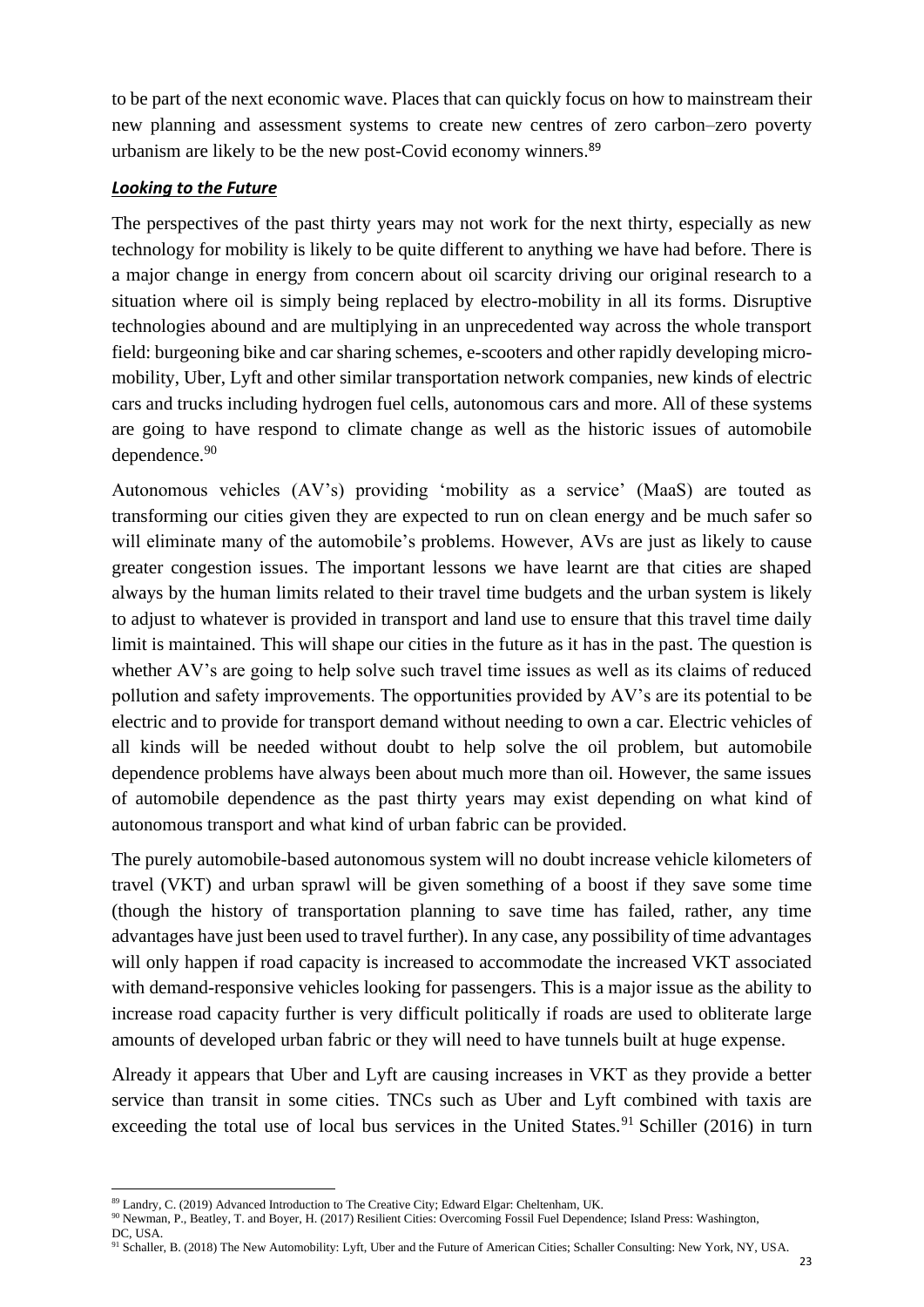to be part of the next economic wave. Places that can quickly focus on how to mainstream their new planning and assessment systems to create new centres of zero carbon–zero poverty urbanism are likely to be the new post-Covid economy winners.[89]

***Looking to the Future***

The perspectives of the past thirty years may not work for the next thirty, especially as new technology for mobility is likely to be quite different to anything we have had before. There is a major change in energy from concern about oil scarcity driving our original research to a situation where oil is simply being replaced by electro-mobility in all its forms. Disruptive technologies abound and are multiplying in an unprecedented way across the whole transport field: burgeoning bike and car sharing schemes, e-scooters and other rapidly developing micro-mobility, Uber, Lyft and other similar transportation network companies, new kinds of electric cars and trucks including hydrogen fuel cells, autonomous cars and more. All of these systems are going to have respond to climate change as well as the historic issues of automobile dependence.[90]

Autonomous vehicles (AV's) providing 'mobility as a service' (MaaS) are touted as transforming our cities given they are expected to run on clean energy and be much safer so will eliminate many of the automobile's problems. However, AVs are just as likely to cause greater congestion issues. The important lessons we have learnt are that cities are shaped always by the human limits related to their travel time budgets and the urban system is likely to adjust to whatever is provided in transport and land use to ensure that this travel time daily limit is maintained. This will shape our cities in the future as it has in the past. The question is whether AV's are going to help solve such travel time issues as well as its claims of reduced pollution and safety improvements. The opportunities provided by AV's are its potential to be electric and to provide for transport demand without needing to own a car. Electric vehicles of all kinds will be needed without doubt to help solve the oil problem, but automobile dependence problems have always been about much more than oil. However, the same issues of automobile dependence as the past thirty years may exist depending on what kind of autonomous transport and what kind of urban fabric can be provided.

The purely automobile-based autonomous system will no doubt increase vehicle kilometers of travel (VKT) and urban sprawl will be given something of a boost if they save some time (though the history of transportation planning to save time has failed, rather, any time advantages have just been used to travel further). In any case, any possibility of time advantages will only happen if road capacity is increased to accommodate the increased VKT associated with demand-responsive vehicles looking for passengers. This is a major issue as the ability to increase road capacity further is very difficult politically if roads are used to obliterate large amounts of developed urban fabric or they will need to have tunnels built at huge expense.

Already it appears that Uber and Lyft are causing increases in VKT as they provide a better service than transit in some cities. TNCs such as Uber and Lyft combined with taxis are exceeding the total use of local bus services in the United States.[91] Schiller (2016) in turn

---

[89] Landry, C. (2019) Advanced Introduction to The Creative City; Edward Elgar: Cheltenham, UK.

[90] Newman, P., Beatley, T. and Boyer, H. (2017) Resilient Cities: Overcoming Fossil Fuel Dependence; Island Press: Washington, DC, USA.

[91] Schaller, B. (2018) The New Automobility: Lyft, Uber and the Future of American Cities; Schaller Consulting: New York, NY, USA.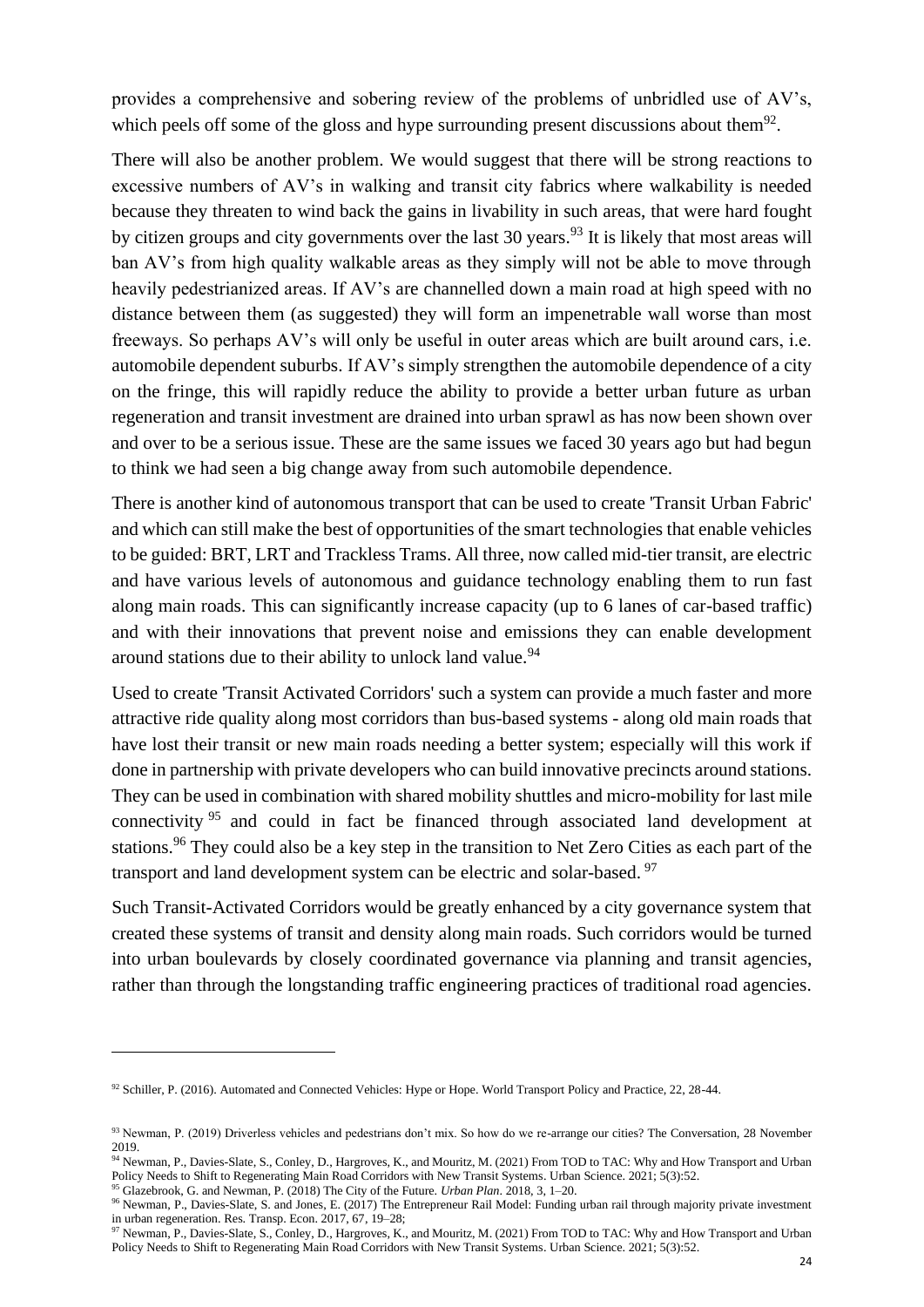provides a comprehensive and sobering review of the problems of unbridled use of AV's, which peels off some of the gloss and hype surrounding present discussions about them[92].

There will also be another problem. We would suggest that there will be strong reactions to excessive numbers of AV's in walking and transit city fabrics where walkability is needed because they threaten to wind back the gains in livability in such areas, that were hard fought by citizen groups and city governments over the last 30 years.[93] It is likely that most areas will ban AV's from high quality walkable areas as they simply will not be able to move through heavily pedestrianized areas. If AV's are channelled down a main road at high speed with no distance between them (as suggested) they will form an impenetrable wall worse than most freeways. So perhaps AV's will only be useful in outer areas which are built around cars, i.e. automobile dependent suburbs. If AV's simply strengthen the automobile dependence of a city on the fringe, this will rapidly reduce the ability to provide a better urban future as urban regeneration and transit investment are drained into urban sprawl as has now been shown over and over to be a serious issue. These are the same issues we faced 30 years ago but had begun to think we had seen a big change away from such automobile dependence.

There is another kind of autonomous transport that can be used to create 'Transit Urban Fabric' and which can still make the best of opportunities of the smart technologies that enable vehicles to be guided: BRT, LRT and Trackless Trams. All three, now called mid-tier transit, are electric and have various levels of autonomous and guidance technology enabling them to run fast along main roads. This can significantly increase capacity (up to 6 lanes of car-based traffic) and with their innovations that prevent noise and emissions they can enable development around stations due to their ability to unlock land value.[94]

Used to create 'Transit Activated Corridors' such a system can provide a much faster and more attractive ride quality along most corridors than bus-based systems - along old main roads that have lost their transit or new main roads needing a better system; especially will this work if done in partnership with private developers who can build innovative precincts around stations. They can be used in combination with shared mobility shuttles and micro-mobility for last mile connectivity [95] and could in fact be financed through associated land development at stations.[96] They could also be a key step in the transition to Net Zero Cities as each part of the transport and land development system can be electric and solar-based. [97]

Such Transit-Activated Corridors would be greatly enhanced by a city governance system that created these systems of transit and density along main roads. Such corridors would be turned into urban boulevards by closely coordinated governance via planning and transit agencies, rather than through the longstanding traffic engineering practices of traditional road agencies.

---

[92] Schiller, P. (2016). Automated and Connected Vehicles: Hype or Hope. World Transport Policy and Practice, 22, 28-44.

[93] Newman, P. (2019) Driverless vehicles and pedestrians don't mix. So how do we re-arrange our cities? The Conversation, 28 November 2019.

[94] Newman, P., Davies-Slate, S., Conley, D., Hargroves, K., and Mouritz, M. (2021) From TOD to TAC: Why and How Transport and Urban Policy Needs to Shift to Regenerating Main Road Corridors with New Transit Systems. Urban Science. 2021; 5(3):52.

[95] Glazebrook, G. and Newman, P. (2018) The City of the Future. *Urban Plan*. 2018, 3, 1–20.

[96] Newman, P., Davies-Slate, S. and Jones, E. (2017) The Entrepreneur Rail Model: Funding urban rail through majority private investment in urban regeneration. Res. Transp. Econ. 2017, 67, 19–28;

[97] Newman, P., Davies-Slate, S., Conley, D., Hargroves, K., and Mouritz, M. (2021) From TOD to TAC: Why and How Transport and Urban Policy Needs to Shift to Regenerating Main Road Corridors with New Transit Systems. Urban Science. 2021; 5(3):52.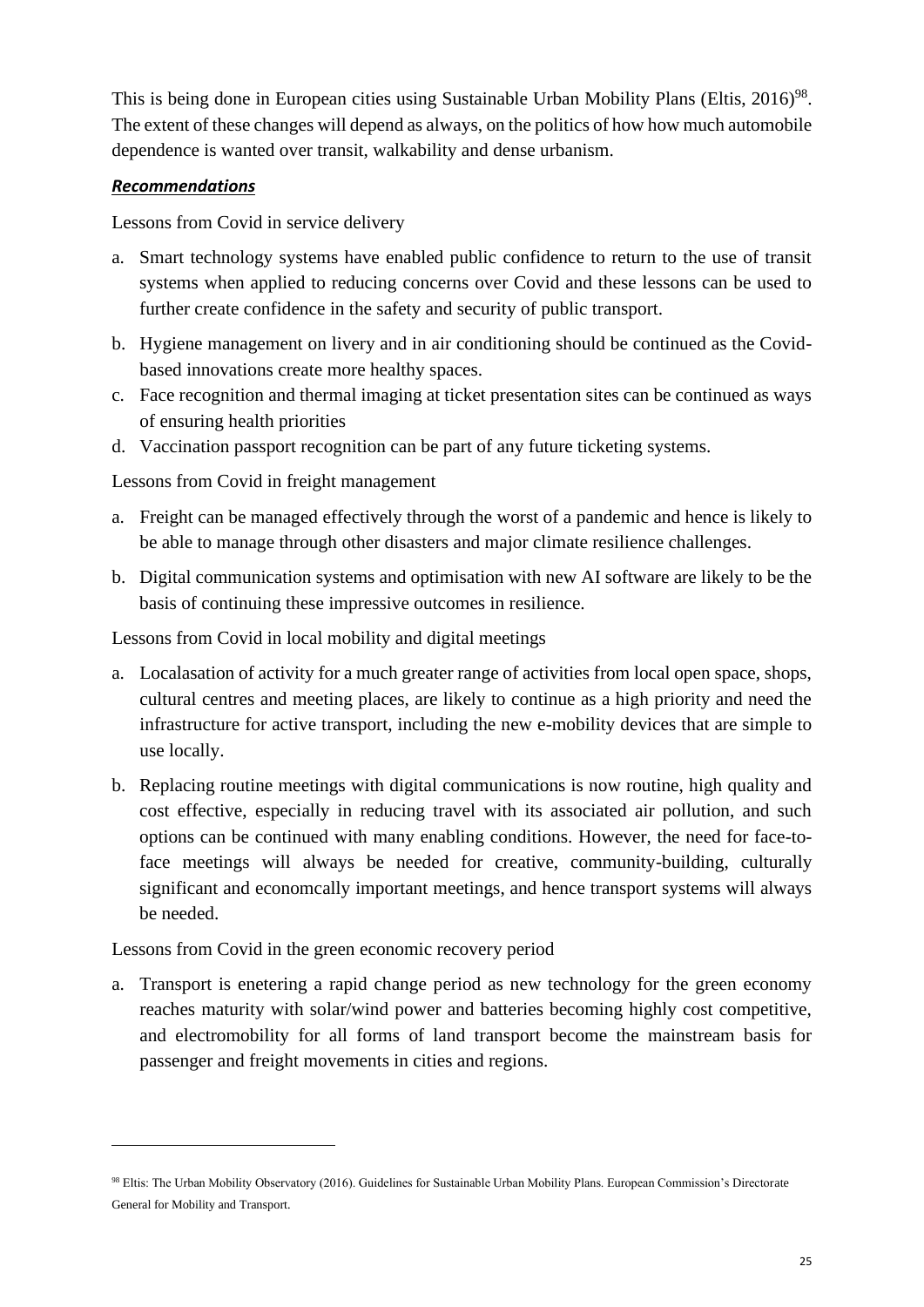This is being done in European cities using Sustainable Urban Mobility Plans (Eltis, 2016)[98]. The extent of these changes will depend as always, on the politics of how how much automobile dependence is wanted over transit, walkability and dense urbanism.

***Recommendations***

Lessons from Covid in service delivery

a. Smart technology systems have enabled public confidence to return to the use of transit systems when applied to reducing concerns over Covid and these lessons can be used to further create confidence in the safety and security of public transport.
b. Hygiene management on livery and in air conditioning should be continued as the Covid-based innovations create more healthy spaces.
c. Face recognition and thermal imaging at ticket presentation sites can be continued as ways of ensuring health priorities
d. Vaccination passport recognition can be part of any future ticketing systems.

Lessons from Covid in freight management

a. Freight can be managed effectively through the worst of a pandemic and hence is likely to be able to manage through other disasters and major climate resilience challenges.
b. Digital communication systems and optimisation with new AI software are likely to be the basis of continuing these impressive outcomes in resilience.

Lessons from Covid in local mobility and digital meetings

a. Localasation of activity for a much greater range of activities from local open space, shops, cultural centres and meeting places, are likely to continue as a high priority and need the infrastructure for active transport, including the new e-mobility devices that are simple to use locally.
b. Replacing routine meetings with digital communications is now routine, high quality and cost effective, especially in reducing travel with its associated air pollution, and such options can be continued with many enabling conditions. However, the need for face-to-face meetings will always be needed for creative, community-building, culturally significant and economcally important meetings, and hence transport systems will always be needed.

Lessons from Covid in the green economic recovery period

a. Transport is enetering a rapid change period as new technology for the green economy reaches maturity with solar/wind power and batteries becoming highly cost competitive, and electromobility for all forms of land transport become the mainstream basis for passenger and freight movements in cities and regions.

---

[98] Eltis: The Urban Mobility Observatory (2016). Guidelines for Sustainable Urban Mobility Plans. European Commission's Directorate General for Mobility and Transport.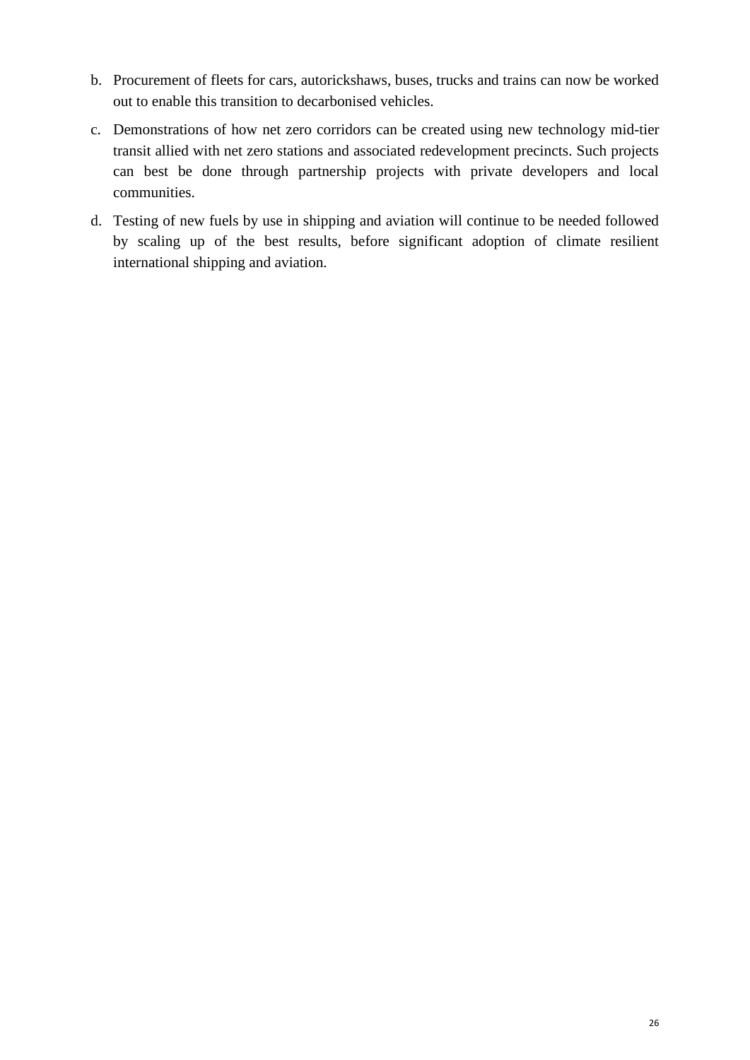b. Procurement of fleets for cars, autorickshaws, buses, trucks and trains can now be worked out to enable this transition to decarbonised vehicles.

c. Demonstrations of how net zero corridors can be created using new technology mid-tier transit allied with net zero stations and associated redevelopment precincts. Such projects can best be done through partnership projects with private developers and local communities.

d. Testing of new fuels by use in shipping and aviation will continue to be needed followed by scaling up of the best results, before significant adoption of climate resilient international shipping and aviation.